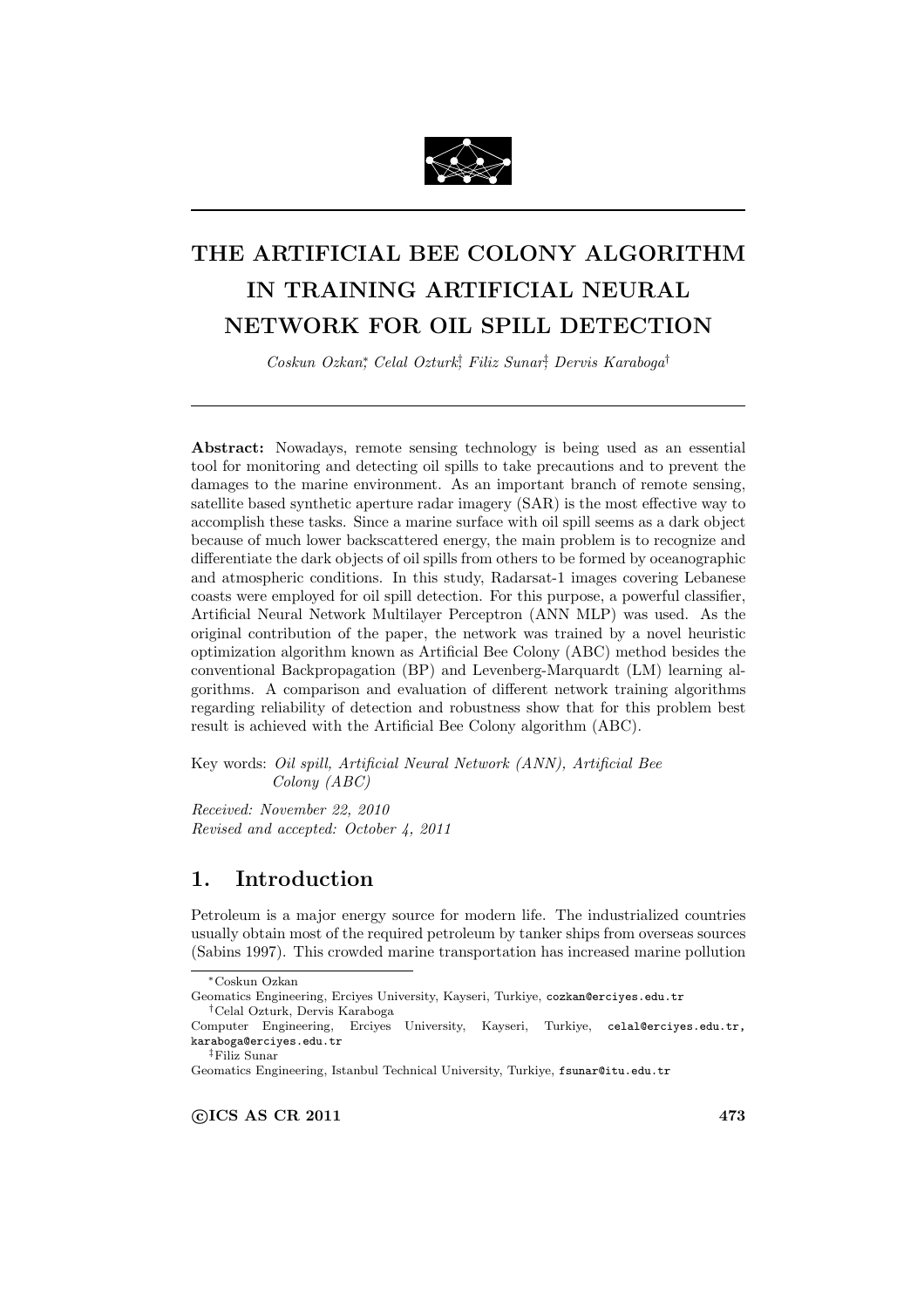# THE ARTIFICIAL BEE COLONY ALGORITHM IN TRAINING ARTIFICIAL NEURAL NETWORK FOR OIL SPILL DETECTION

*Coskun Ozkan*[*], *Celal Ozturk*[†], *Filiz Sunar*[‡], *Dervis Karaboga*[†]

**Abstract:** Nowadays, remote sensing technology is being used as an essential tool for monitoring and detecting oil spills to take precautions and to prevent the damages to the marine environment. As an important branch of remote sensing, satellite based synthetic aperture radar imagery (SAR) is the most effective way to accomplish these tasks. Since a marine surface with oil spill seems as a dark object because of much lower backscattered energy, the main problem is to recognize and differentiate the dark objects of oil spills from others to be formed by oceanographic and atmospheric conditions. In this study, Radarsat-1 images covering Lebanese coasts were employed for oil spill detection. For this purpose, a powerful classifier, Artificial Neural Network Multilayer Perceptron (ANN MLP) was used. As the original contribution of the paper, the network was trained by a novel heuristic optimization algorithm known as Artificial Bee Colony (ABC) method besides the conventional Backpropagation (BP) and Levenberg-Marquardt (LM) learning algorithms. A comparison and evaluation of different network training algorithms regarding reliability of detection and robustness show that for this problem best result is achieved with the Artificial Bee Colony algorithm (ABC).

Key words: *Oil spill, Artificial Neural Network (ANN), Artificial Bee Colony (ABC)*

*Received: November 22, 2010*
*Revised and accepted: October 4, 2011*

## 1. Introduction

Petroleum is a major energy source for modern life. The industrialized countries usually obtain most of the required petroleum by tanker ships from overseas sources (Sabins 1997). This crowded marine transportation has increased marine pollution

---

[*] Coskun Ozkan
Geomatics Engineering, Erciyes University, Kayseri, Turkiye, cozkan@erciyes.edu.tr

[†] Celal Ozturk, Dervis Karaboga
Computer Engineering, Erciyes University, Kayseri, Turkiye, celal@erciyes.edu.tr, karaboga@erciyes.edu.tr

[‡] Filiz Sunar
Geomatics Engineering, Istanbul Technical University, Turkiye, fsunar@itu.edu.tr

©ICS AS CR 2011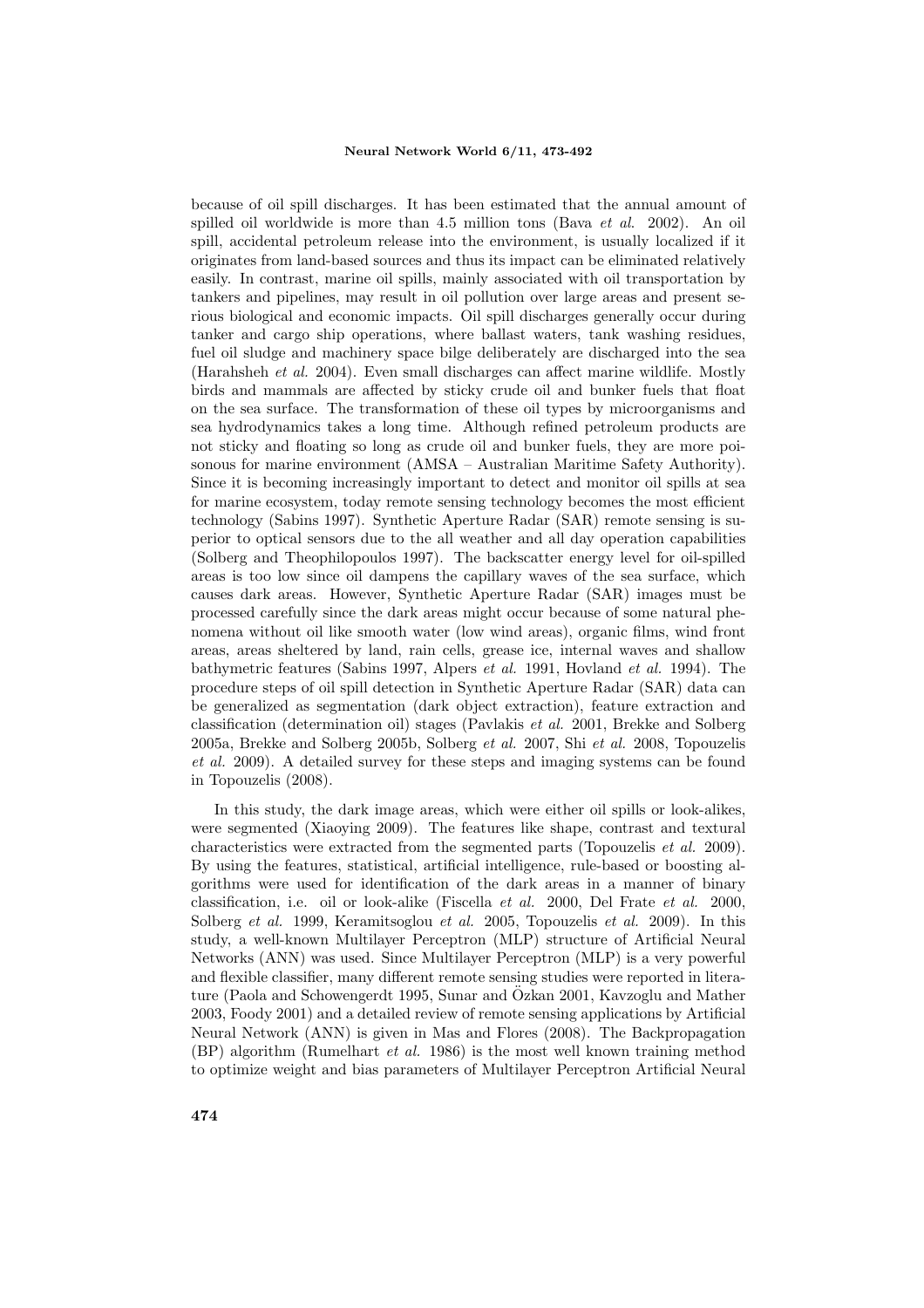because of oil spill discharges. It has been estimated that the annual amount of spilled oil worldwide is more than 4.5 million tons (Bava *et al.* 2002). An oil spill, accidental petroleum release into the environment, is usually localized if it originates from land-based sources and thus its impact can be eliminated relatively easily. In contrast, marine oil spills, mainly associated with oil transportation by tankers and pipelines, may result in oil pollution over large areas and present serious biological and economic impacts. Oil spill discharges generally occur during tanker and cargo ship operations, where ballast waters, tank washing residues, fuel oil sludge and machinery space bilge deliberately are discharged into the sea (Harahsheh *et al.* 2004). Even small discharges can affect marine wildlife. Mostly birds and mammals are affected by sticky crude oil and bunker fuels that float on the sea surface. The transformation of these oil types by microorganisms and sea hydrodynamics takes a long time. Although refined petroleum products are not sticky and floating so long as crude oil and bunker fuels, they are more poisonous for marine environment (AMSA – Australian Maritime Safety Authority). Since it is becoming increasingly important to detect and monitor oil spills at sea for marine ecosystem, today remote sensing technology becomes the most efficient technology (Sabins 1997). Synthetic Aperture Radar (SAR) remote sensing is superior to optical sensors due to the all weather and all day operation capabilities (Solberg and Theophilopoulos 1997). The backscatter energy level for oil-spilled areas is too low since oil dampens the capillary waves of the sea surface, which causes dark areas. However, Synthetic Aperture Radar (SAR) images must be processed carefully since the dark areas might occur because of some natural phenomena without oil like smooth water (low wind areas), organic films, wind front areas, areas sheltered by land, rain cells, grease ice, internal waves and shallow bathymetric features (Sabins 1997, Alpers *et al.* 1991, Hovland *et al.* 1994). The procedure steps of oil spill detection in Synthetic Aperture Radar (SAR) data can be generalized as segmentation (dark object extraction), feature extraction and classification (determination oil) stages (Pavlakis *et al.* 2001, Brekke and Solberg 2005a, Brekke and Solberg 2005b, Solberg *et al.* 2007, Shi *et al.* 2008, Topouzelis *et al.* 2009). A detailed survey for these steps and imaging systems can be found in Topouzelis (2008).

In this study, the dark image areas, which were either oil spills or look-alikes, were segmented (Xiaoying 2009). The features like shape, contrast and textural characteristics were extracted from the segmented parts (Topouzelis *et al.* 2009). By using the features, statistical, artificial intelligence, rule-based or boosting algorithms were used for identification of the dark areas in a manner of binary classification, i.e. oil or look-alike (Fiscella *et al.* 2000, Del Frate *et al.* 2000, Solberg *et al.* 1999, Keramitsoglou *et al.* 2005, Topouzelis *et al.* 2009). In this study, a well-known Multilayer Perceptron (MLP) structure of Artificial Neural Networks (ANN) was used. Since Multilayer Perceptron (MLP) is a very powerful and flexible classifier, many different remote sensing studies were reported in literature (Paola and Schowengerdt 1995, Sunar and Özkan 2001, Kavzoglu and Mather 2003, Foody 2001) and a detailed review of remote sensing applications by Artificial Neural Network (ANN) is given in Mas and Flores (2008). The Backpropagation (BP) algorithm (Rumelhart *et al.* 1986) is the most well known training method to optimize weight and bias parameters of Multilayer Perceptron Artificial Neural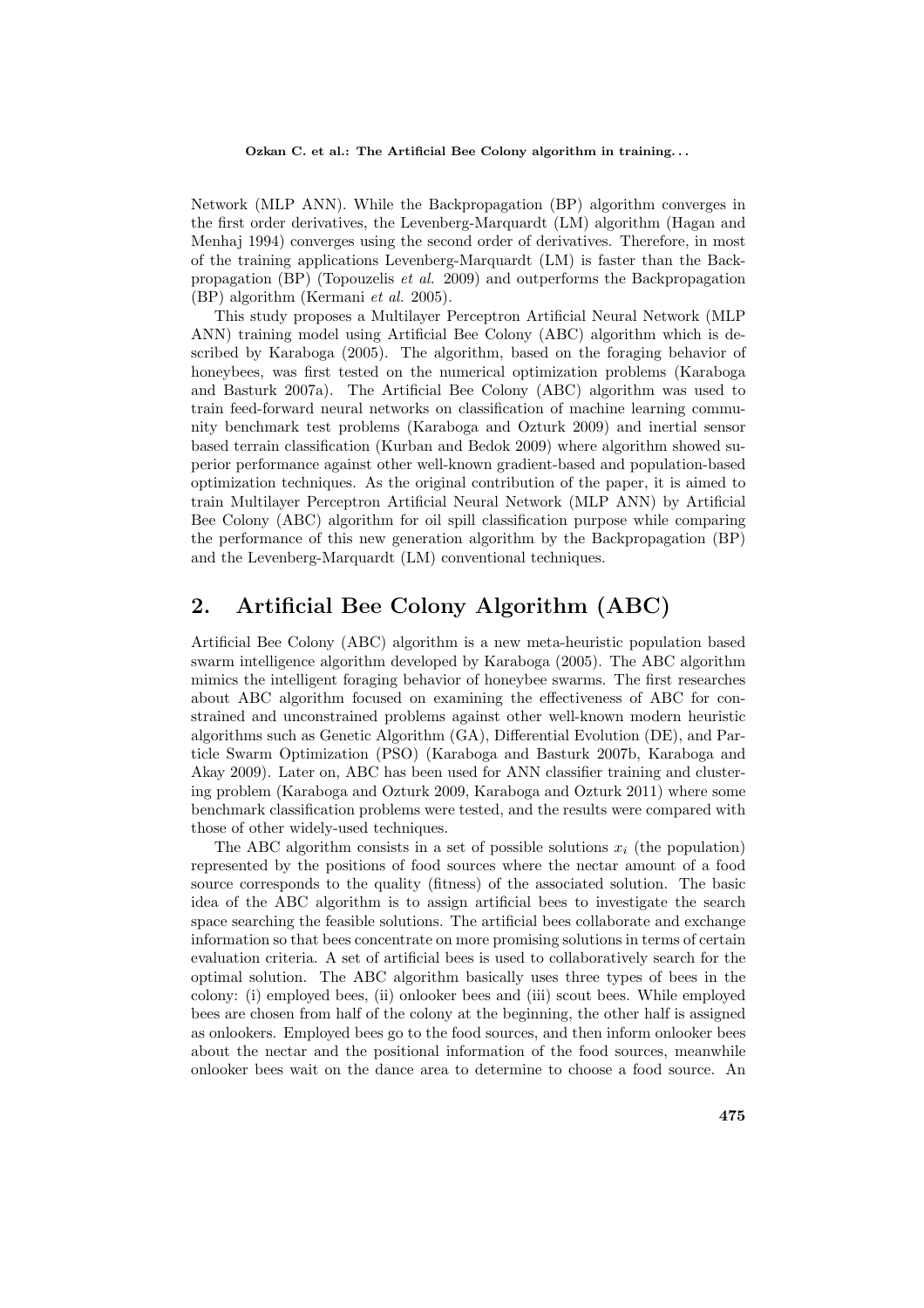Network (MLP ANN). While the Backpropagation (BP) algorithm converges in the first order derivatives, the Levenberg-Marquardt (LM) algorithm (Hagan and Menhaj 1994) converges using the second order of derivatives. Therefore, in most of the training applications Levenberg-Marquardt (LM) is faster than the Backpropagation (BP) (Topouzelis *et al.* 2009) and outperforms the Backpropagation (BP) algorithm (Kermani *et al.* 2005).

This study proposes a Multilayer Perceptron Artificial Neural Network (MLP ANN) training model using Artificial Bee Colony (ABC) algorithm which is described by Karaboga (2005). The algorithm, based on the foraging behavior of honeybees, was first tested on the numerical optimization problems (Karaboga and Basturk 2007a). The Artificial Bee Colony (ABC) algorithm was used to train feed-forward neural networks on classification of machine learning community benchmark test problems (Karaboga and Ozturk 2009) and inertial sensor based terrain classification (Kurban and Bedok 2009) where algorithm showed superior performance against other well-known gradient-based and population-based optimization techniques. As the original contribution of the paper, it is aimed to train Multilayer Perceptron Artificial Neural Network (MLP ANN) by Artificial Bee Colony (ABC) algorithm for oil spill classification purpose while comparing the performance of this new generation algorithm by the Backpropagation (BP) and the Levenberg-Marquardt (LM) conventional techniques.

## 2. Artificial Bee Colony Algorithm (ABC)

Artificial Bee Colony (ABC) algorithm is a new meta-heuristic population based swarm intelligence algorithm developed by Karaboga (2005). The ABC algorithm mimics the intelligent foraging behavior of honeybee swarms. The first researches about ABC algorithm focused on examining the effectiveness of ABC for constrained and unconstrained problems against other well-known modern heuristic algorithms such as Genetic Algorithm (GA), Differential Evolution (DE), and Particle Swarm Optimization (PSO) (Karaboga and Basturk 2007b, Karaboga and Akay 2009). Later on, ABC has been used for ANN classifier training and clustering problem (Karaboga and Ozturk 2009, Karaboga and Ozturk 2011) where some benchmark classification problems were tested, and the results were compared with those of other widely-used techniques.

The ABC algorithm consists in a set of possible solutions $x_i$ (the population) represented by the positions of food sources where the nectar amount of a food source corresponds to the quality (fitness) of the associated solution. The basic idea of the ABC algorithm is to assign artificial bees to investigate the search space searching the feasible solutions. The artificial bees collaborate and exchange information so that bees concentrate on more promising solutions in terms of certain evaluation criteria. A set of artificial bees is used to collaboratively search for the optimal solution. The ABC algorithm basically uses three types of bees in the colony: (i) employed bees, (ii) onlooker bees and (iii) scout bees. While employed bees are chosen from half of the colony at the beginning, the other half is assigned as onlookers. Employed bees go to the food sources, and then inform onlooker bees about the nectar and the positional information of the food sources, meanwhile onlooker bees wait on the dance area to determine to choose a food source. An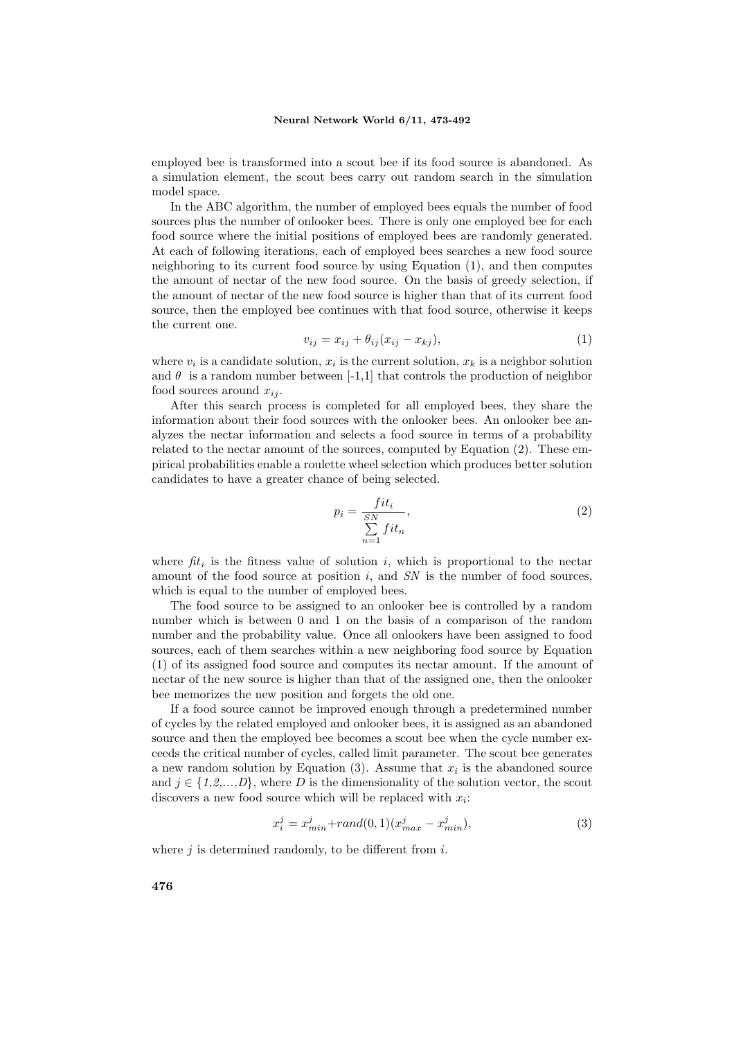employed bee is transformed into a scout bee if its food source is abandoned. As a simulation element, the scout bees carry out random search in the simulation model space.

In the ABC algorithm, the number of employed bees equals the number of food sources plus the number of onlooker bees. There is only one employed bee for each food source where the initial positions of employed bees are randomly generated. At each of following iterations, each of employed bees searches a new food source neighboring to its current food source by using Equation (1), and then computes the amount of nectar of the new food source. On the basis of greedy selection, if the amount of nectar of the new food source is higher than that of its current food source, then the employed bee continues with that food source, otherwise it keeps the current one.

$$v_{ij} = x_{ij} + \theta_{ij}(x_{ij} - x_{kj}), \tag{1}$$

where $v_i$ is a candidate solution, $x_i$ is the current solution, $x_k$ is a neighbor solution and $\theta$ is a random number between [-1,1] that controls the production of neighbor food sources around $x_{ij}$.

After this search process is completed for all employed bees, they share the information about their food sources with the onlooker bees. An onlooker bee analyzes the nectar information and selects a food source in terms of a probability related to the nectar amount of the sources, computed by Equation (2). These empirical probabilities enable a roulette wheel selection which produces better solution candidates to have a greater chance of being selected.

$$p_i = \frac{fit_i}{\sum\limits_{n=1}^{SN} fit_n}, \tag{2}$$

where $fit_i$ is the fitness value of solution $i$, which is proportional to the nectar amount of the food source at position $i$, and $SN$ is the number of food sources, which is equal to the number of employed bees.

The food source to be assigned to an onlooker bee is controlled by a random number which is between 0 and 1 on the basis of a comparison of the random number and the probability value. Once all onlookers have been assigned to food sources, each of them searches within a new neighboring food source by Equation (1) of its assigned food source and computes its nectar amount. If the amount of nectar of the new source is higher than that of the assigned one, then the onlooker bee memorizes the new position and forgets the old one.

If a food source cannot be improved enough through a predetermined number of cycles by the related employed and onlooker bees, it is assigned as an abandoned source and then the employed bee becomes a scout bee when the cycle number exceeds the critical number of cycles, called limit parameter. The scout bee generates a new random solution by Equation (3). Assume that $x_i$ is the abandoned source and $j \in \{1,2,...,D\}$, where $D$ is the dimensionality of the solution vector, the scout discovers a new food source which will be replaced with $x_i$:

$$x_i^j = x_{min}^j + rand(0,1)(x_{max}^j - x_{min}^j), \tag{3}$$

where $j$ is determined randomly, to be different from $i$.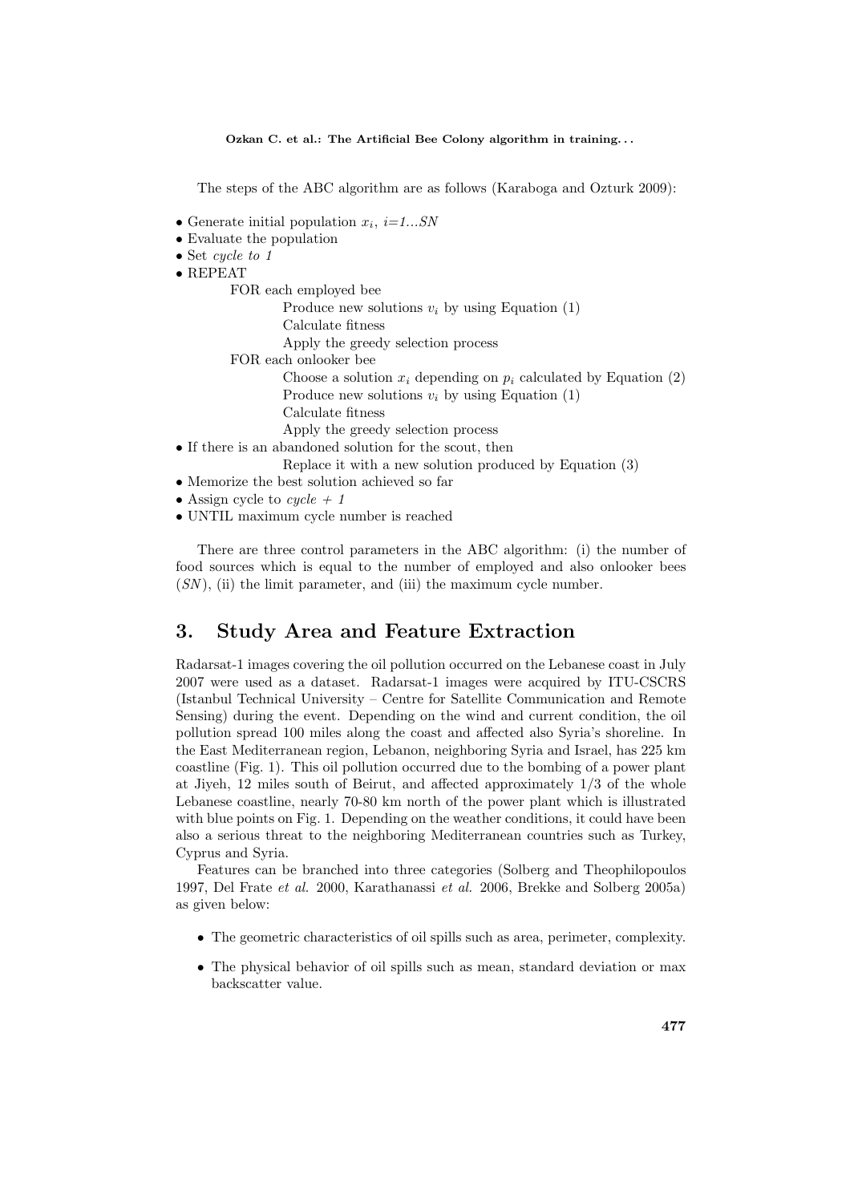The steps of the ABC algorithm are as follows (Karaboga and Ozturk 2009):

- Generate initial population $x_i$, $i$=*1...SN*
- Evaluate the population
- Set *cycle to 1*
- REPEAT
  - FOR each employed bee
    - Produce new solutions $v_i$ by using Equation (1)
    - Calculate fitness
    - Apply the greedy selection process
  - FOR each onlooker bee
    - Choose a solution $x_i$ depending on $p_i$ calculated by Equation (2)
    - Produce new solutions $v_i$ by using Equation (1)
    - Calculate fitness
    - Apply the greedy selection process
- If there is an abandoned solution for the scout, then
  - Replace it with a new solution produced by Equation (3)
- Memorize the best solution achieved so far
- Assign cycle to *cycle + 1*
- UNTIL maximum cycle number is reached

There are three control parameters in the ABC algorithm: (i) the number of food sources which is equal to the number of employed and also onlooker bees (*SN*), (ii) the limit parameter, and (iii) the maximum cycle number.

## 3. Study Area and Feature Extraction

Radarsat-1 images covering the oil pollution occurred on the Lebanese coast in July 2007 were used as a dataset. Radarsat-1 images were acquired by ITU-CSCRS (Istanbul Technical University – Centre for Satellite Communication and Remote Sensing) during the event. Depending on the wind and current condition, the oil pollution spread 100 miles along the coast and affected also Syria's shoreline. In the East Mediterranean region, Lebanon, neighboring Syria and Israel, has 225 km coastline (Fig. 1). This oil pollution occurred due to the bombing of a power plant at Jiyeh, 12 miles south of Beirut, and affected approximately 1/3 of the whole Lebanese coastline, nearly 70-80 km north of the power plant which is illustrated with blue points on Fig. 1. Depending on the weather conditions, it could have been also a serious threat to the neighboring Mediterranean countries such as Turkey, Cyprus and Syria.

Features can be branched into three categories (Solberg and Theophilopoulos 1997, Del Frate *et al.* 2000, Karathanassi *et al.* 2006, Brekke and Solberg 2005a) as given below:

- The geometric characteristics of oil spills such as area, perimeter, complexity.
- The physical behavior of oil spills such as mean, standard deviation or max backscatter value.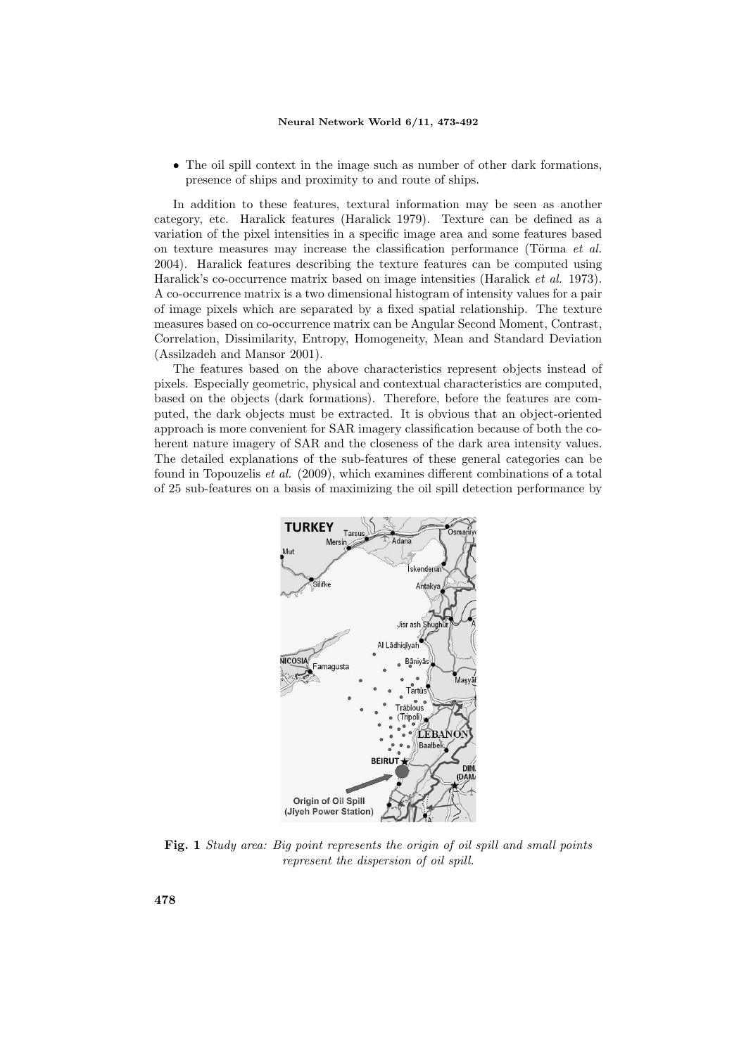- The oil spill context in the image such as number of other dark formations, presence of ships and proximity to and route of ships.

In addition to these features, textural information may be seen as another category, etc. Haralick features (Haralick 1979). Texture can be defined as a variation of the pixel intensities in a specific image area and some features based on texture measures may increase the classification performance (Törma *et al.* 2004). Haralick features describing the texture features can be computed using Haralick's co-occurrence matrix based on image intensities (Haralick *et al.* 1973). A co-occurrence matrix is a two dimensional histogram of intensity values for a pair of image pixels which are separated by a fixed spatial relationship. The texture measures based on co-occurrence matrix can be Angular Second Moment, Contrast, Correlation, Dissimilarity, Entropy, Homogeneity, Mean and Standard Deviation (Assilzadeh and Mansor 2001).

The features based on the above characteristics represent objects instead of pixels. Especially geometric, physical and contextual characteristics are computed, based on the objects (dark formations). Therefore, before the features are computed, the dark objects must be extracted. It is obvious that an object-oriented approach is more convenient for SAR imagery classification because of both the coherent nature imagery of SAR and the closeness of the dark area intensity values. The detailed explanations of the sub-features of these general categories can be found in Topouzelis *et al.* (2009), which examines different combinations of a total of 25 sub-features on a basis of maximizing the oil spill detection performance by

**Fig. 1** *Study area: Big point represents the origin of oil spill and small points represent the dispersion of oil spill.*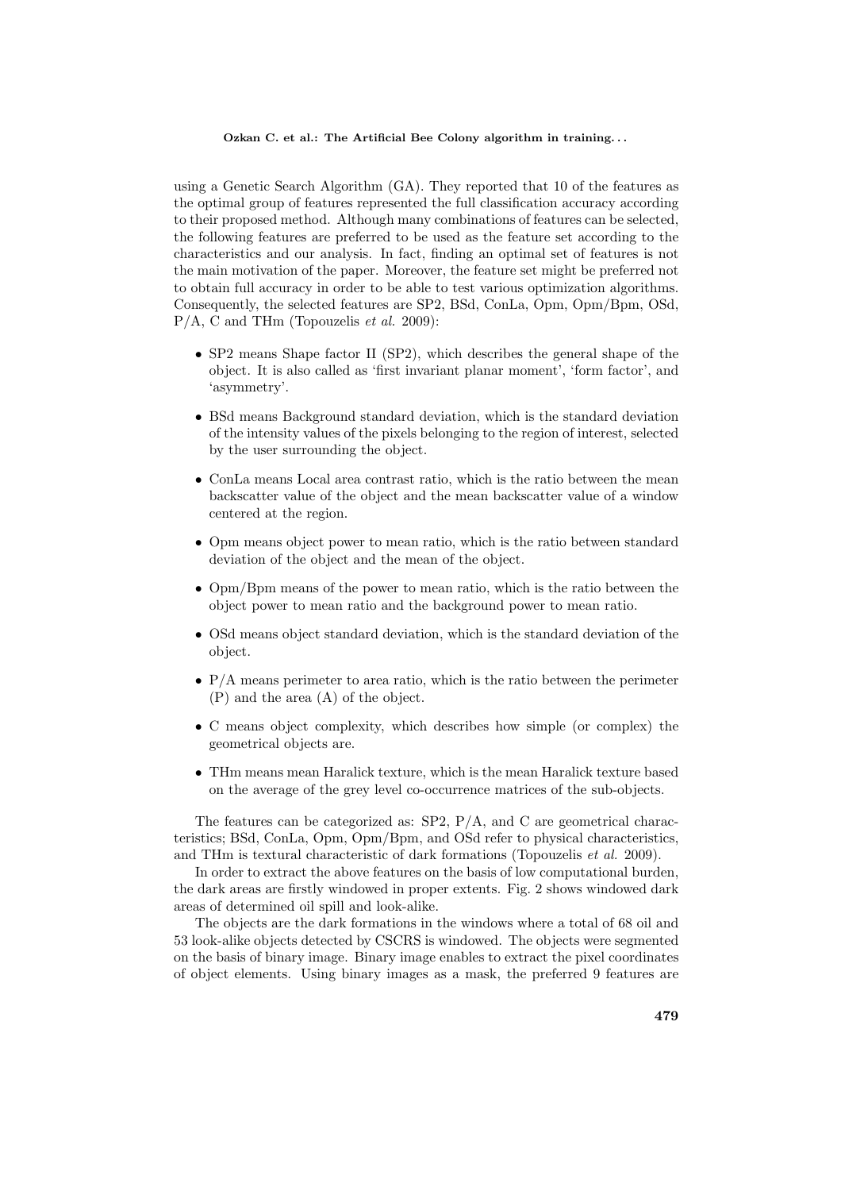using a Genetic Search Algorithm (GA). They reported that 10 of the features as the optimal group of features represented the full classification accuracy according to their proposed method. Although many combinations of features can be selected, the following features are preferred to be used as the feature set according to the characteristics and our analysis. In fact, finding an optimal set of features is not the main motivation of the paper. Moreover, the feature set might be preferred not to obtain full accuracy in order to be able to test various optimization algorithms. Consequently, the selected features are SP2, BSd, ConLa, Opm, Opm/Bpm, OSd, P/A, C and THm (Topouzelis *et al.* 2009):

- SP2 means Shape factor II (SP2), which describes the general shape of the object. It is also called as 'first invariant planar moment', 'form factor', and 'asymmetry'.
- BSd means Background standard deviation, which is the standard deviation of the intensity values of the pixels belonging to the region of interest, selected by the user surrounding the object.
- ConLa means Local area contrast ratio, which is the ratio between the mean backscatter value of the object and the mean backscatter value of a window centered at the region.
- Opm means object power to mean ratio, which is the ratio between standard deviation of the object and the mean of the object.
- Opm/Bpm means of the power to mean ratio, which is the ratio between the object power to mean ratio and the background power to mean ratio.
- OSd means object standard deviation, which is the standard deviation of the object.
- P/A means perimeter to area ratio, which is the ratio between the perimeter (P) and the area (A) of the object.
- C means object complexity, which describes how simple (or complex) the geometrical objects are.
- THm means mean Haralick texture, which is the mean Haralick texture based on the average of the grey level co-occurrence matrices of the sub-objects.

The features can be categorized as: SP2, P/A, and C are geometrical characteristics; BSd, ConLa, Opm, Opm/Bpm, and OSd refer to physical characteristics, and THm is textural characteristic of dark formations (Topouzelis *et al.* 2009).

In order to extract the above features on the basis of low computational burden, the dark areas are firstly windowed in proper extents. Fig. 2 shows windowed dark areas of determined oil spill and look-alike.

The objects are the dark formations in the windows where a total of 68 oil and 53 look-alike objects detected by CSCRS is windowed. The objects were segmented on the basis of binary image. Binary image enables to extract the pixel coordinates of object elements. Using binary images as a mask, the preferred 9 features are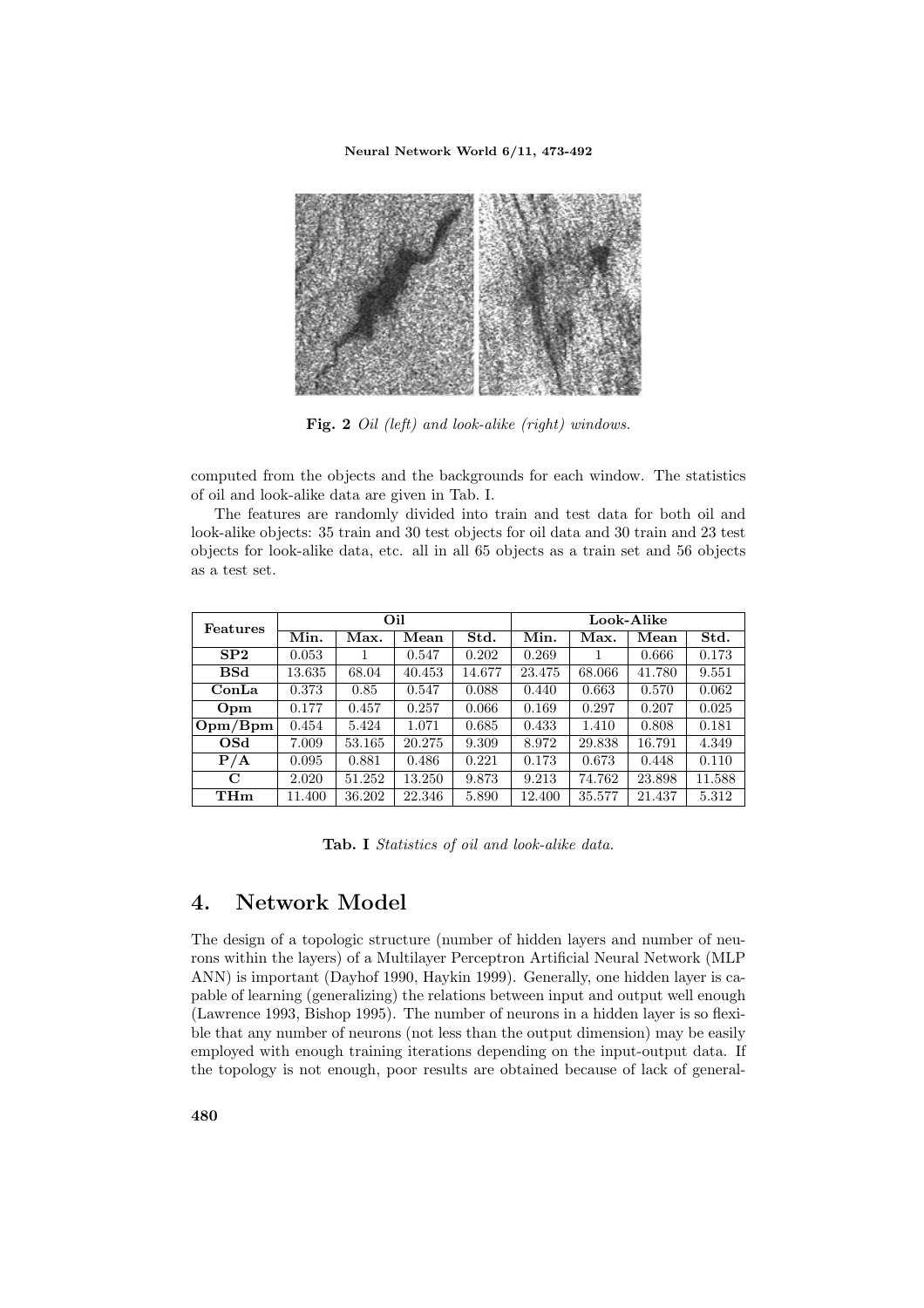**Fig. 2** *Oil (left) and look-alike (right) windows.*

computed from the objects and the backgrounds for each window. The statistics of oil and look-alike data are given in Tab. I.

The features are randomly divided into train and test data for both oil and look-alike objects: 35 train and 30 test objects for oil data and 30 train and 23 test objects for look-alike data, etc. all in all 65 objects as a train set and 56 objects as a test set.

| Features | Oil | | | | Look-Alike | | | |
|---|---|---|---|---|---|---|---|---|
| | Min. | Max. | Mean | Std. | Min. | Max. | Mean | Std. |
| **SP2** | 0.053 | 1 | 0.547 | 0.202 | 0.269 | 1 | 0.666 | 0.173 |
| **BSd** | 13.635 | 68.04 | 40.453 | 14.677 | 23.475 | 68.066 | 41.780 | 9.551 |
| **ConLa** | 0.373 | 0.85 | 0.547 | 0.088 | 0.440 | 0.663 | 0.570 | 0.062 |
| **Opm** | 0.177 | 0.457 | 0.257 | 0.066 | 0.169 | 0.297 | 0.207 | 0.025 |
| **Opm/Bpm** | 0.454 | 5.424 | 1.071 | 0.685 | 0.433 | 1.410 | 0.808 | 0.181 |
| **OSd** | 7.009 | 53.165 | 20.275 | 9.309 | 8.972 | 29.838 | 16.791 | 4.349 |
| **P/A** | 0.095 | 0.881 | 0.486 | 0.221 | 0.173 | 0.673 | 0.448 | 0.110 |
| **C** | 2.020 | 51.252 | 13.250 | 9.873 | 9.213 | 74.762 | 23.898 | 11.588 |
| **THm** | 11.400 | 36.202 | 22.346 | 5.890 | 12.400 | 35.577 | 21.437 | 5.312 |

**Tab. I** *Statistics of oil and look-alike data.*

## 4. Network Model

The design of a topologic structure (number of hidden layers and number of neurons within the layers) of a Multilayer Perceptron Artificial Neural Network (MLP ANN) is important (Dayhof 1990, Haykin 1999). Generally, one hidden layer is capable of learning (generalizing) the relations between input and output well enough (Lawrence 1993, Bishop 1995). The number of neurons in a hidden layer is so flexible that any number of neurons (not less than the output dimension) may be easily employed with enough training iterations depending on the input-output data. If the topology is not enough, poor results are obtained because of lack of general-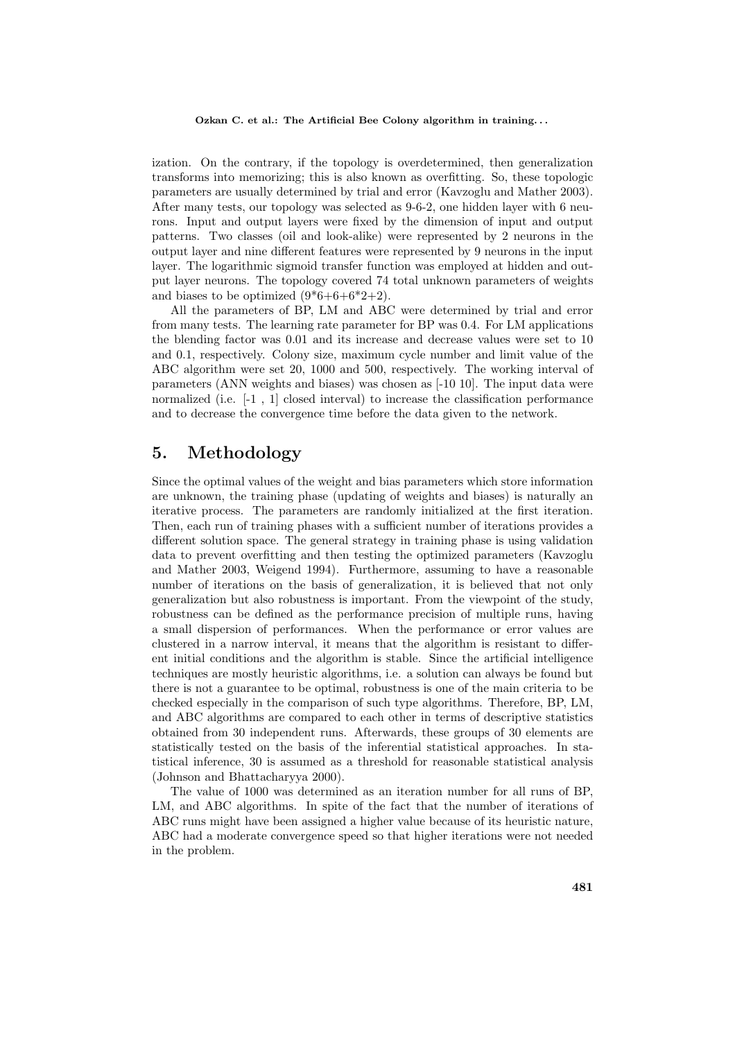ization. On the contrary, if the topology is overdetermined, then generalization transforms into memorizing; this is also known as overfitting. So, these topologic parameters are usually determined by trial and error (Kavzoglu and Mather 2003). After many tests, our topology was selected as 9-6-2, one hidden layer with 6 neurons. Input and output layers were fixed by the dimension of input and output patterns. Two classes (oil and look-alike) were represented by 2 neurons in the output layer and nine different features were represented by 9 neurons in the input layer. The logarithmic sigmoid transfer function was employed at hidden and output layer neurons. The topology covered 74 total unknown parameters of weights and biases to be optimized (9*6+6+6*2+2).

All the parameters of BP, LM and ABC were determined by trial and error from many tests. The learning rate parameter for BP was 0.4. For LM applications the blending factor was 0.01 and its increase and decrease values were set to 10 and 0.1, respectively. Colony size, maximum cycle number and limit value of the ABC algorithm were set 20, 1000 and 500, respectively. The working interval of parameters (ANN weights and biases) was chosen as [-10 10]. The input data were normalized (i.e. [-1 , 1] closed interval) to increase the classification performance and to decrease the convergence time before the data given to the network.

## 5. Methodology

Since the optimal values of the weight and bias parameters which store information are unknown, the training phase (updating of weights and biases) is naturally an iterative process. The parameters are randomly initialized at the first iteration. Then, each run of training phases with a sufficient number of iterations provides a different solution space. The general strategy in training phase is using validation data to prevent overfitting and then testing the optimized parameters (Kavzoglu and Mather 2003, Weigend 1994). Furthermore, assuming to have a reasonable number of iterations on the basis of generalization, it is believed that not only generalization but also robustness is important. From the viewpoint of the study, robustness can be defined as the performance precision of multiple runs, having a small dispersion of performances. When the performance or error values are clustered in a narrow interval, it means that the algorithm is resistant to different initial conditions and the algorithm is stable. Since the artificial intelligence techniques are mostly heuristic algorithms, i.e. a solution can always be found but there is not a guarantee to be optimal, robustness is one of the main criteria to be checked especially in the comparison of such type algorithms. Therefore, BP, LM, and ABC algorithms are compared to each other in terms of descriptive statistics obtained from 30 independent runs. Afterwards, these groups of 30 elements are statistically tested on the basis of the inferential statistical approaches. In statistical inference, 30 is assumed as a threshold for reasonable statistical analysis (Johnson and Bhattacharyya 2000).

The value of 1000 was determined as an iteration number for all runs of BP, LM, and ABC algorithms. In spite of the fact that the number of iterations of ABC runs might have been assigned a higher value because of its heuristic nature, ABC had a moderate convergence speed so that higher iterations were not needed in the problem.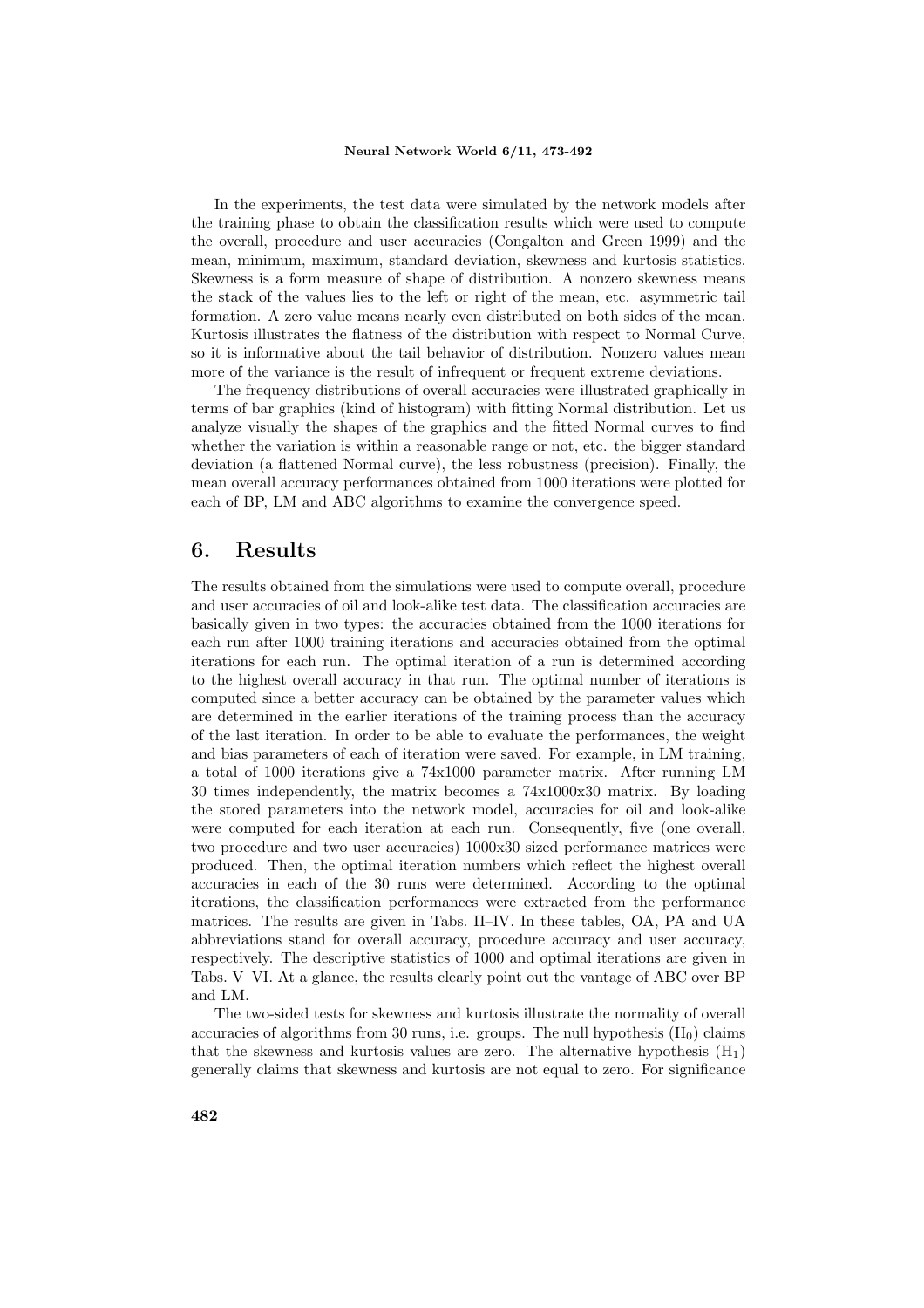In the experiments, the test data were simulated by the network models after the training phase to obtain the classification results which were used to compute the overall, procedure and user accuracies (Congalton and Green 1999) and the mean, minimum, maximum, standard deviation, skewness and kurtosis statistics. Skewness is a form measure of shape of distribution. A nonzero skewness means the stack of the values lies to the left or right of the mean, etc. asymmetric tail formation. A zero value means nearly even distributed on both sides of the mean. Kurtosis illustrates the flatness of the distribution with respect to Normal Curve, so it is informative about the tail behavior of distribution. Nonzero values mean more of the variance is the result of infrequent or frequent extreme deviations.

The frequency distributions of overall accuracies were illustrated graphically in terms of bar graphics (kind of histogram) with fitting Normal distribution. Let us analyze visually the shapes of the graphics and the fitted Normal curves to find whether the variation is within a reasonable range or not, etc. the bigger standard deviation (a flattened Normal curve), the less robustness (precision). Finally, the mean overall accuracy performances obtained from 1000 iterations were plotted for each of BP, LM and ABC algorithms to examine the convergence speed.

## 6. Results

The results obtained from the simulations were used to compute overall, procedure and user accuracies of oil and look-alike test data. The classification accuracies are basically given in two types: the accuracies obtained from the 1000 iterations for each run after 1000 training iterations and accuracies obtained from the optimal iterations for each run. The optimal iteration of a run is determined according to the highest overall accuracy in that run. The optimal number of iterations is computed since a better accuracy can be obtained by the parameter values which are determined in the earlier iterations of the training process than the accuracy of the last iteration. In order to be able to evaluate the performances, the weight and bias parameters of each of iteration were saved. For example, in LM training, a total of 1000 iterations give a 74x1000 parameter matrix. After running LM 30 times independently, the matrix becomes a 74x1000x30 matrix. By loading the stored parameters into the network model, accuracies for oil and look-alike were computed for each iteration at each run. Consequently, five (one overall, two procedure and two user accuracies) 1000x30 sized performance matrices were produced. Then, the optimal iteration numbers which reflect the highest overall accuracies in each of the 30 runs were determined. According to the optimal iterations, the classification performances were extracted from the performance matrices. The results are given in Tabs. II–IV. In these tables, OA, PA and UA abbreviations stand for overall accuracy, procedure accuracy and user accuracy, respectively. The descriptive statistics of 1000 and optimal iterations are given in Tabs. V–VI. At a glance, the results clearly point out the vantage of ABC over BP and LM.

The two-sided tests for skewness and kurtosis illustrate the normality of overall accuracies of algorithms from 30 runs, i.e. groups. The null hypothesis ($H_0$) claims that the skewness and kurtosis values are zero. The alternative hypothesis ($H_1$) generally claims that skewness and kurtosis are not equal to zero. For significance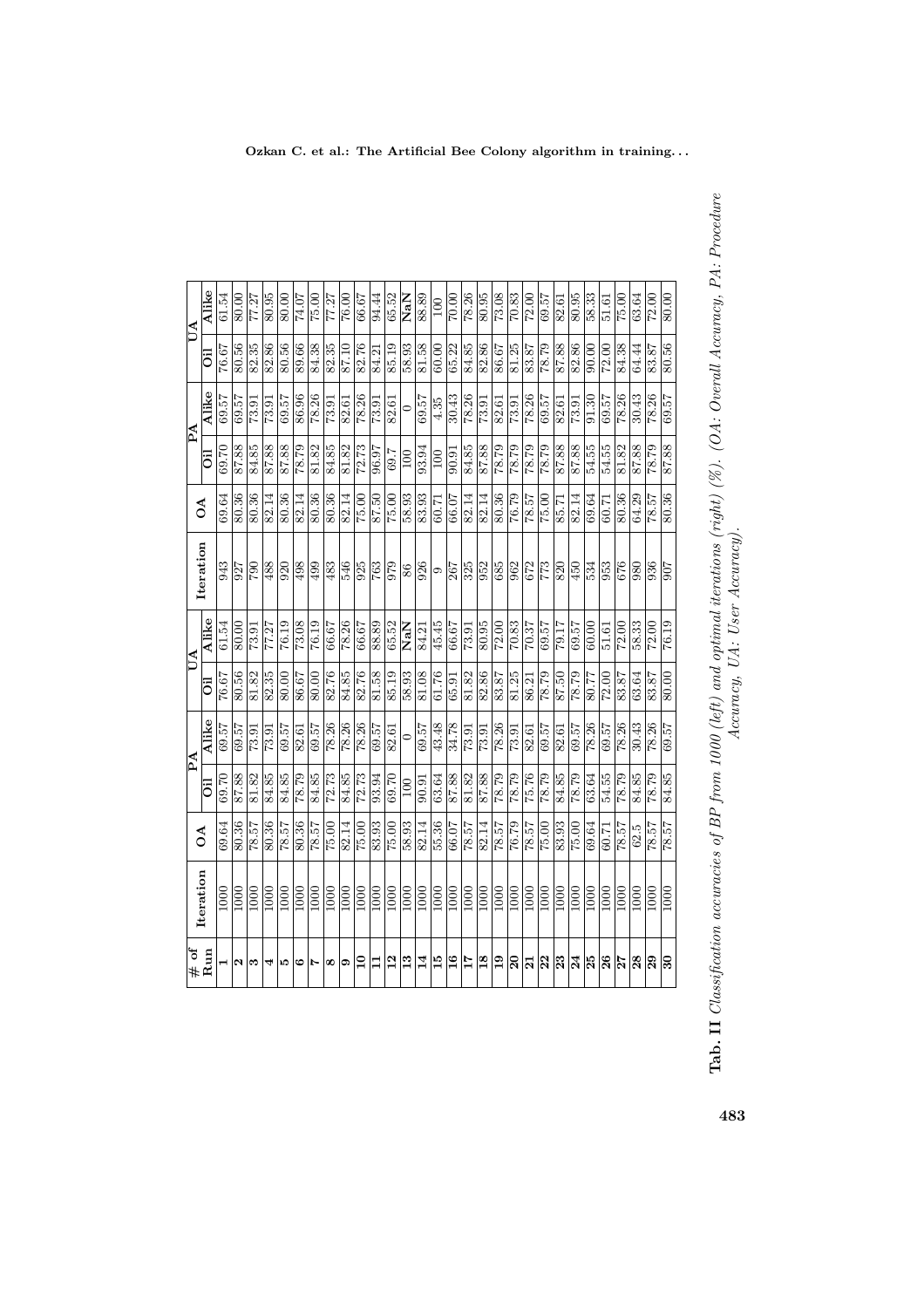| # of Run | Iteration | OA | PA | | UA | | Iteration | OA | PA | | UA | |
|---|---|---|---|---|---|---|---|---|---|---|---|---|
| | | | Oil | Alike | Oil | Alike | | | Oil | Alike | Oil | Alike |
| 1 | 1000 | 69.64 | 69.70 | 69.57 | 76.67 | 61.54 | 943 | 69.64 | 69.70 | 69.57 | 76.67 | 61.54 |
| 2 | 1000 | 80.36 | 87.88 | 69.57 | 80.56 | 80.00 | 927 | 80.36 | 87.88 | 69.57 | 80.56 | 80.00 |
| 3 | 1000 | 78.57 | 81.82 | 73.91 | 81.82 | 73.91 | 790 | 80.36 | 84.85 | 73.91 | 82.35 | 77.27 |
| 4 | 1000 | 80.36 | 84.85 | 73.91 | 82.35 | 77.27 | 488 | 82.14 | 87.88 | 73.91 | 82.86 | 80.95 |
| 5 | 1000 | 78.57 | 84.85 | 69.57 | 80.00 | 76.19 | 920 | 80.36 | 87.88 | 69.57 | 80.56 | 80.00 |
| 6 | 1000 | 80.36 | 78.79 | 82.61 | 86.67 | 73.08 | 498 | 82.14 | 78.79 | 86.96 | 89.66 | 74.07 |
| 7 | 1000 | 78.57 | 84.85 | 69.57 | 80.00 | 76.19 | 499 | 80.36 | 81.82 | 78.26 | 84.38 | 75.00 |
| 8 | 1000 | 75.00 | 72.73 | 78.26 | 82.76 | 66.67 | 483 | 80.36 | 84.85 | 73.91 | 82.35 | 77.27 |
| 9 | 1000 | 82.14 | 84.85 | 78.26 | 84.85 | 78.26 | 546 | 82.14 | 81.82 | 82.61 | 87.10 | 76.00 |
| 10 | 1000 | 75.00 | 72.73 | 78.26 | 82.76 | 66.67 | 925 | 75.00 | 72.73 | 78.26 | 82.76 | 66.67 |
| 11 | 1000 | 83.93 | 93.94 | 69.57 | 81.58 | 88.89 | 763 | 87.50 | 96.97 | 73.91 | 84.21 | 94.44 |
| 12 | 1000 | 75.00 | 69.70 | 82.61 | 85.19 | 65.52 | 979 | 75.00 | 69.7 | 82.61 | 85.19 | 65.52 |
| 13 | 1000 | 58.93 | 100 | 0 | 58.93 | **NaN** | 86 | 58.93 | 100 | 0 | 58.93 | **NaN** |
| 14 | 1000 | 82.14 | 90.91 | 69.57 | 81.08 | 84.21 | 926 | 83.93 | 93.94 | 69.57 | 81.58 | 88.89 |
| 15 | 1000 | 55.36 | 63.64 | 43.48 | 61.76 | 45.45 | 9 | 60.71 | 100 | 4.35 | 60.00 | 100 |
| 16 | 1000 | 66.07 | 87.88 | 34.78 | 65.91 | 66.67 | 267 | 66.07 | 90.91 | 30.43 | 65.22 | 70.00 |
| 17 | 1000 | 78.57 | 81.82 | 73.91 | 81.82 | 73.91 | 325 | 82.14 | 84.85 | 78.26 | 84.85 | 78.26 |
| 18 | 1000 | 82.14 | 87.88 | 73.91 | 82.86 | 80.95 | 952 | 82.14 | 87.88 | 73.91 | 82.86 | 80.95 |
| 19 | 1000 | 78.57 | 78.79 | 78.26 | 83.87 | 72.00 | 685 | 80.36 | 78.79 | 82.61 | 86.67 | 73.08 |
| 20 | 1000 | 76.79 | 78.79 | 73.91 | 81.25 | 70.83 | 962 | 76.79 | 78.79 | 73.91 | 81.25 | 70.83 |
| 21 | 1000 | 78.57 | 75.76 | 82.61 | 86.21 | 70.37 | 672 | 78.57 | 78.79 | 78.26 | 83.87 | 72.00 |
| 22 | 1000 | 75.00 | 78.79 | 69.57 | 78.79 | 69.57 | 773 | 75.00 | 78.79 | 69.57 | 78.79 | 69.57 |
| 23 | 1000 | 83.93 | 84.85 | 82.61 | 87.50 | 79.17 | 820 | 85.71 | 87.88 | 82.61 | 87.88 | 82.61 |
| 24 | 1000 | 75.00 | 78.79 | 69.57 | 78.79 | 69.57 | 450 | 82.14 | 87.88 | 73.91 | 82.86 | 80.95 |
| 25 | 1000 | 69.64 | 63.64 | 78.26 | 80.77 | 60.00 | 534 | 69.64 | 54.55 | 91.30 | 90.00 | 58.33 |
| 26 | 1000 | 60.71 | 54.55 | 69.57 | 72.00 | 51.61 | 953 | 60.71 | 54.55 | 69.57 | 72.00 | 51.61 |
| 27 | 1000 | 78.57 | 78.79 | 78.26 | 83.87 | 72.00 | 676 | 80.36 | 81.82 | 78.26 | 84.38 | 75.00 |
| 28 | 1000 | 62.5 | 84.85 | 30.43 | 63.64 | 58.33 | 980 | 64.29 | 87.88 | 30.43 | 64.44 | 63.64 |
| 29 | 1000 | 78.57 | 78.79 | 78.26 | 83.87 | 72.00 | 936 | 78.57 | 78.79 | 78.26 | 83.87 | 72.00 |
| 30 | 1000 | 78.57 | 84.85 | 69.57 | 80.00 | 76.19 | 907 | 80.36 | 87.88 | 69.57 | 80.56 | 80.00 |

**Tab. II** *Classification accuracies of BP from 1000 (left) and optimal iterations (right) (%). (OA: Overall Accuracy, PA: Procedure Accuracy, UA: User Accuracy).*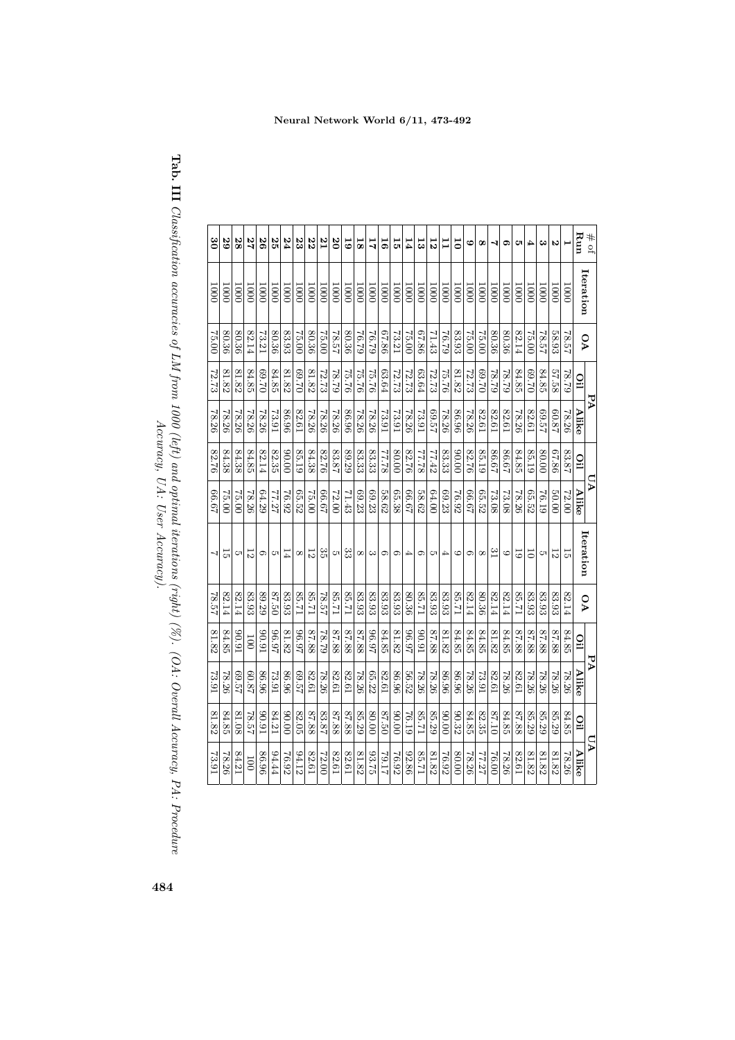| # of Run | Iteration | OA | PA | | UA | | Iteration | OA | PA | | UA | |
|---|---|---|---|---|---|---|---|---|---|---|---|---|
| | | | **Oil** | **Alike** | **Oil** | **Alike** | | | **Oil** | **Alike** | **Oil** | **Alike** |
| **1** | 1000 | 78.57 | 78.79 | 78.26 | 83.87 | 72.00 | 15 | 82.14 | 84.85 | 78.26 | 84.85 | 78.26 |
| **2** | 1000 | 58.93 | 57.58 | 60.87 | 67.86 | 50.00 | 12 | 83.93 | 87.88 | 78.26 | 85.29 | 81.82 |
| **3** | 1000 | 78.57 | 84.85 | 69.57 | 80.00 | 76.19 | 5 | 83.93 | 87.88 | 78.26 | 85.29 | 81.82 |
| **4** | 1000 | 75.00 | 69.70 | 82.61 | 85.19 | 65.52 | 10 | 83.93 | 87.88 | 78.26 | 85.29 | 81.82 |
| **5** | 1000 | 82.14 | 84.85 | 78.26 | 84.85 | 78.26 | 19 | 85.71 | 87.88 | 82.61 | 87.88 | 82.61 |
| **6** | 1000 | 80.36 | 78.79 | 82.61 | 86.67 | 73.08 | 9 | 82.14 | 84.85 | 78.26 | 84.85 | 78.26 |
| **7** | 1000 | 80.36 | 78.79 | 82.61 | 86.67 | 73.08 | 31 | 82.14 | 81.82 | 82.61 | 87.10 | 76.00 |
| **8** | 1000 | 75.00 | 69.70 | 82.61 | 85.19 | 65.52 | 8 | 80.36 | 84.85 | 73.91 | 82.35 | 77.27 |
| **9** | 1000 | 75.00 | 72.73 | 78.26 | 82.76 | 66.67 | 6 | 82.14 | 84.85 | 78.26 | 84.85 | 78.26 |
| **10** | 1000 | 83.93 | 81.82 | 86.96 | 90.00 | 76.92 | 9 | 85.71 | 84.85 | 86.96 | 90.32 | 80.00 |
| **11** | 1000 | 76.79 | 75.76 | 78.26 | 83.33 | 69.23 | 4 | 83.93 | 81.82 | 86.96 | 90.00 | 76.92 |
| **12** | 1000 | 71.43 | 72.73 | 69.57 | 77.42 | 64.00 | 5 | 83.93 | 87.88 | 78.26 | 85.29 | 81.82 |
| **13** | 1000 | 67.86 | 63.64 | 73.91 | 77.78 | 58.62 | 6 | 85.71 | 90.91 | 78.26 | 85.71 | 85.71 |
| **14** | 1000 | 75.00 | 72.73 | 78.26 | 82.76 | 66.67 | 4 | 80.36 | 96.97 | 56.52 | 76.19 | 92.86 |
| **15** | 1000 | 73.21 | 72.73 | 73.91 | 80.00 | 65.38 | 6 | 83.93 | 81.82 | 86.96 | 90.00 | 76.92 |
| **16** | 1000 | 67.86 | 63.64 | 73.91 | 77.78 | 58.62 | 6 | 83.93 | 84.85 | 82.61 | 87.50 | 79.17 |
| **17** | 1000 | 76.79 | 75.76 | 78.26 | 83.33 | 69.23 | 3 | 83.93 | 96.97 | 65.22 | 80.00 | 93.75 |
| **18** | 1000 | 76.79 | 75.76 | 78.26 | 83.33 | 69.23 | 8 | 83.93 | 87.88 | 78.26 | 85.29 | 81.82 |
| **19** | 1000 | 80.36 | 75.76 | 86.96 | 89.29 | 71.43 | 33 | 85.71 | 87.88 | 82.61 | 87.88 | 82.61 |
| **20** | 1000 | 78.57 | 78.79 | 78.26 | 83.87 | 72.00 | 5 | 85.71 | 87.88 | 82.61 | 87.88 | 82.61 |
| **21** | 1000 | 75.00 | 72.73 | 78.26 | 82.76 | 66.67 | 35 | 78.57 | 78.79 | 78.26 | 83.87 | 72.00 |
| **22** | 1000 | 80.36 | 81.82 | 78.26 | 84.38 | 75.00 | 12 | 85.71 | 87.88 | 82.61 | 87.88 | 82.61 |
| **23** | 1000 | 75.00 | 69.70 | 82.61 | 85.19 | 65.52 | 8 | 85.71 | 96.97 | 69.57 | 82.05 | 94.12 |
| **24** | 1000 | 83.93 | 81.82 | 86.96 | 90.00 | 76.92 | 14 | 83.93 | 81.82 | 86.96 | 90.00 | 76.92 |
| **25** | 1000 | 80.36 | 84.85 | 73.91 | 82.35 | 77.27 | 5 | 87.50 | 96.97 | 73.91 | 84.21 | 94.44 |
| **26** | 1000 | 73.21 | 69.70 | 78.26 | 82.14 | 64.29 | 6 | 89.29 | 90.91 | 86.96 | 90.91 | 86.96 |
| **27** | 1000 | 82.14 | 84.85 | 78.26 | 84.85 | 78.26 | 12 | 83.93 | 100 | 60.87 | 78.57 | 100 |
| **28** | 1000 | 80.36 | 81.82 | 78.26 | 84.38 | 75.00 | 5 | 82.14 | 90.91 | 69.57 | 81.08 | 84.21 |
| **29** | 1000 | 80.36 | 81.82 | 78.26 | 84.38 | 75.00 | 15 | 82.14 | 84.85 | 78.26 | 84.85 | 78.26 |
| **30** | 1000 | 75.00 | 72.73 | 78.26 | 82.76 | 66.67 | 7 | 78.57 | 81.82 | 73.91 | 81.82 | 73.91 |

**Tab. III** *Classification accuracies of LM from 1000 (left) and optimal iterations (right) (%). (OA: Overall Accuracy, PA: Procedure Accuracy, UA: User Accuracy).*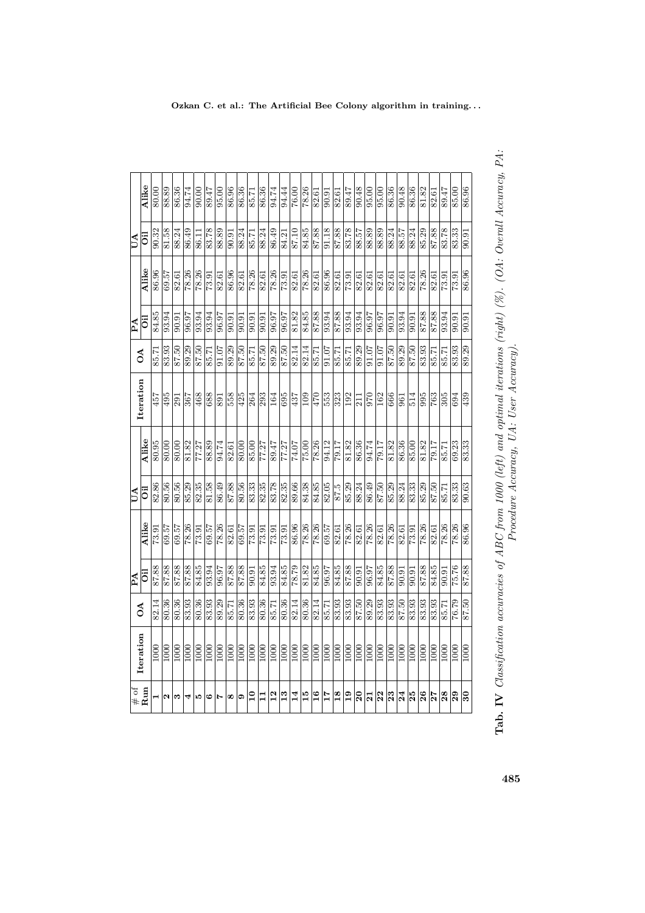| # of Run | Iteration | OA | PA | | UA | | Iteration | OA | PA | | UA | |
|---|---|---|---|---|---|---|---|---|---|---|---|---|
| | | | Oil | Alike | Oil | Alike | | | Oil | Alike | Oil | Alike |
| **1** | 1000 | 82.14 | 87.88 | 73.91 | 82.86 | 80.95 | 457 | 85.71 | 84.85 | 86.96 | 90.32 | 80.00 |
| **2** | 1000 | 80.36 | 87.88 | 69.57 | 80.56 | 80.00 | 495 | 83.93 | 93.94 | 69.57 | 81.58 | 88.89 |
| **3** | 1000 | 80.36 | 87.88 | 69.57 | 80.56 | 80.00 | 291 | 87.50 | 90.91 | 82.61 | 88.24 | 86.36 |
| **4** | 1000 | 83.93 | 87.88 | 78.26 | 85.29 | 81.82 | 367 | 89.29 | 96.97 | 78.26 | 86.49 | 94.74 |
| **5** | 1000 | 80.36 | 84.85 | 73.91 | 82.35 | 77.27 | 468 | 87.50 | 93.94 | 78.26 | 86.11 | 90.00 |
| **6** | 1000 | 83.93 | 93.94 | 69.57 | 81.58 | 88.89 | 688 | 85.71 | 93.94 | 73.91 | 83.78 | 89.47 |
| **7** | 1000 | 89.29 | 96.97 | 78.26 | 86.49 | 94.74 | 891 | 91.07 | 96.97 | 82.61 | 88.89 | 95.00 |
| **8** | 1000 | 85.71 | 87.88 | 82.61 | 87.88 | 82.61 | 558 | 89.29 | 90.91 | 86.96 | 90.91 | 86.96 |
| **9** | 1000 | 80.36 | 87.88 | 69.57 | 80.56 | 80.00 | 425 | 87.50 | 90.91 | 82.61 | 88.24 | 86.36 |
| **10** | 1000 | 83.93 | 90.91 | 73.91 | 83.33 | 85.00 | 264 | 85.71 | 90.91 | 78.26 | 85.71 | 85.71 |
| **11** | 1000 | 80.36 | 84.85 | 73.91 | 82.35 | 77.27 | 293 | 87.50 | 90.91 | 82.61 | 88.24 | 86.36 |
| **12** | 1000 | 85.71 | 93.94 | 73.91 | 83.78 | 89.47 | 164 | 89.29 | 96.97 | 78.26 | 86.49 | 94.74 |
| **13** | 1000 | 80.36 | 84.85 | 73.91 | 82.35 | 77.27 | 695 | 87.50 | 96.97 | 73.91 | 84.21 | 94.44 |
| **14** | 1000 | 82.14 | 78.79 | 86.96 | 89.66 | 74.07 | 437 | 82.14 | 81.82 | 82.61 | 87.10 | 76.00 |
| **15** | 1000 | 80.36 | 81.82 | 78.26 | 84.38 | 75.00 | 109 | 82.14 | 84.85 | 78.26 | 84.85 | 78.26 |
| **16** | 1000 | 82.14 | 84.85 | 78.26 | 84.85 | 78.26 | 470 | 85.71 | 87.88 | 82.61 | 87.88 | 82.61 |
| **17** | 1000 | 85.71 | 96.97 | 69.57 | 82.05 | 94.12 | 553 | 91.07 | 93.94 | 86.96 | 91.18 | 90.91 |
| **18** | 1000 | 83.93 | 84.85 | 82.61 | 87.5 | 79.17 | 323 | 85.71 | 87.88 | 82.61 | 87.88 | 82.61 |
| **19** | 1000 | 83.93 | 87.88 | 78.26 | 85.29 | 81.82 | 192 | 85.71 | 93.94 | 73.91 | 83.78 | 89.47 |
| **20** | 1000 | 87.50 | 90.91 | 82.61 | 88.24 | 86.36 | 211 | 89.29 | 93.94 | 82.61 | 88.57 | 90.48 |
| **21** | 1000 | 89.29 | 96.97 | 78.26 | 86.49 | 94.74 | 970 | 91.07 | 96.97 | 82.61 | 88.89 | 95.00 |
| **22** | 1000 | 83.93 | 84.85 | 82.61 | 87.50 | 79.17 | 162 | 91.07 | 96.97 | 82.61 | 88.89 | 95.00 |
| **23** | 1000 | 83.93 | 87.88 | 78.26 | 85.29 | 81.82 | 666 | 87.50 | 90.91 | 82.61 | 88.24 | 86.36 |
| **24** | 1000 | 87.50 | 90.91 | 82.61 | 88.24 | 86.36 | 961 | 89.29 | 93.94 | 82.61 | 88.57 | 90.48 |
| **25** | 1000 | 83.93 | 90.91 | 73.91 | 83.33 | 85.00 | 514 | 87.50 | 90.91 | 82.61 | 88.24 | 86.36 |
| **26** | 1000 | 83.93 | 87.88 | 78.26 | 85.29 | 81.82 | 995 | 83.93 | 87.88 | 78.26 | 85.29 | 81.82 |
| **27** | 1000 | 83.93 | 84.85 | 82.61 | 87.50 | 79.17 | 763 | 85.71 | 87.88 | 82.61 | 87.88 | 82.61 |
| **28** | 1000 | 85.71 | 90.91 | 78.26 | 85.71 | 85.71 | 305 | 85.71 | 93.94 | 73.91 | 83.78 | 89.47 |
| **29** | 1000 | 76.79 | 75.76 | 78.26 | 83.33 | 69.23 | 694 | 83.93 | 90.91 | 73.91 | 83.33 | 85.00 |
| **30** | 1000 | 87.50 | 87.88 | 86.96 | 90.63 | 83.33 | 439 | 89.29 | 90.91 | 86.96 | 90.91 | 86.96 |

**Tab. IV** *Classification accuracies of ABC from 1000 (left) and optimal iterations (right) (%). (OA: Overall Accuracy, PA: Procedure Accuracy, UA: User Accuracy).*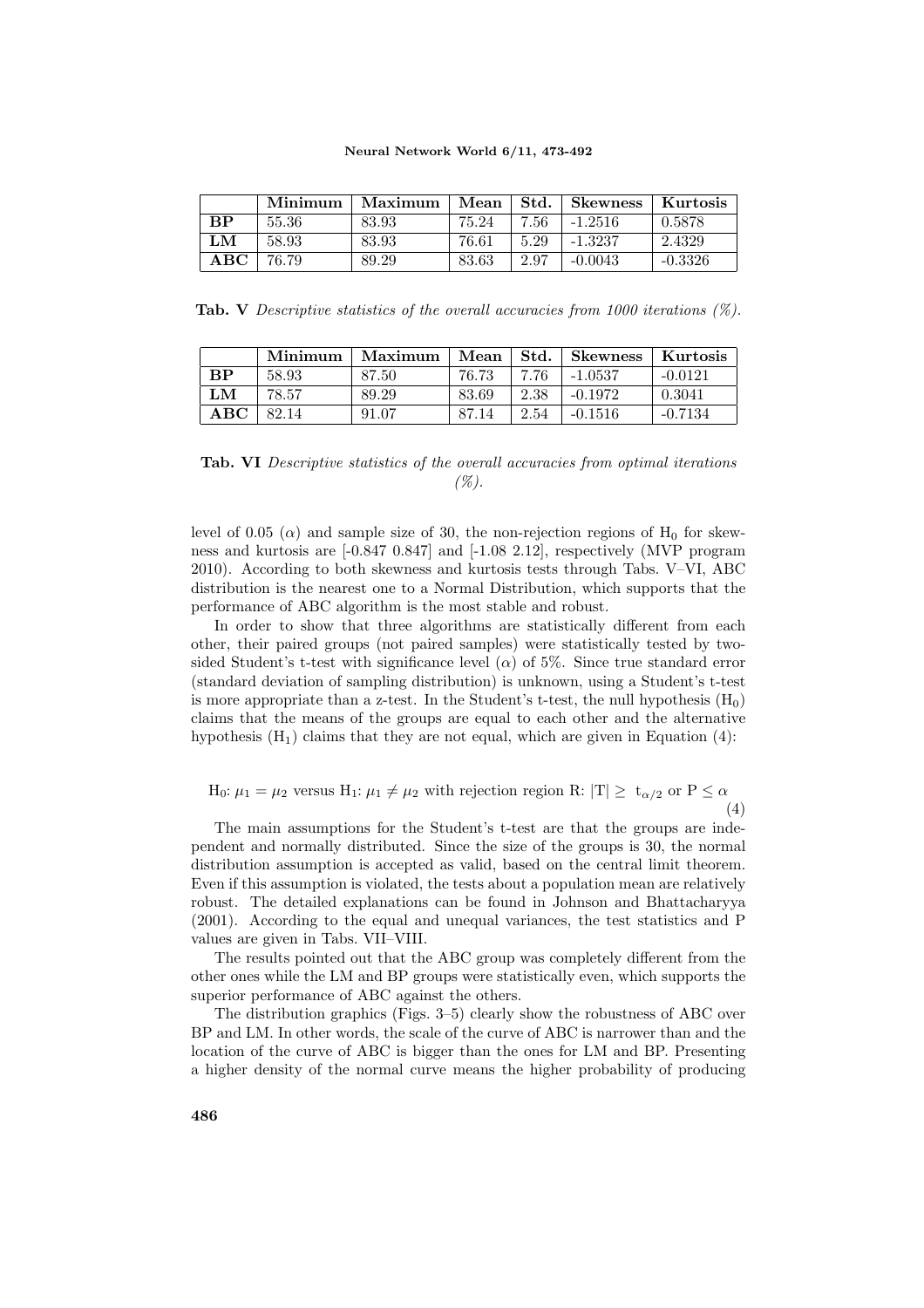|  | Minimum | Maximum | Mean | Std. | Skewness | Kurtosis |
|---|---|---|---|---|---|---|
| **BP** | 55.36 | 83.93 | 75.24 | 7.56 | -1.2516 | 0.5878 |
| **LM** | 58.93 | 83.93 | 76.61 | 5.29 | -1.3237 | 2.4329 |
| **ABC** | 76.79 | 89.29 | 83.63 | 2.97 | -0.0043 | -0.3326 |

**Tab. V** *Descriptive statistics of the overall accuracies from 1000 iterations (%).*

|  | Minimum | Maximum | Mean | Std. | Skewness | Kurtosis |
|---|---|---|---|---|---|---|
| **BP** | 58.93 | 87.50 | 76.73 | 7.76 | -1.0537 | -0.0121 |
| **LM** | 78.57 | 89.29 | 83.69 | 2.38 | -0.1972 | 0.3041 |
| **ABC** | 82.14 | 91.07 | 87.14 | 2.54 | -0.1516 | -0.7134 |

**Tab. VI** *Descriptive statistics of the overall accuracies from optimal iterations (%).*

level of 0.05 ($\alpha$) and sample size of 30, the non-rejection regions of $H_0$ for skewness and kurtosis are [-0.847 0.847] and [-1.08 2.12], respectively (MVP program 2010). According to both skewness and kurtosis tests through Tabs. V–VI, ABC distribution is the nearest one to a Normal Distribution, which supports that the performance of ABC algorithm is the most stable and robust.

In order to show that three algorithms are statistically different from each other, their paired groups (not paired samples) were statistically tested by two-sided Student's t-test with significance level ($\alpha$) of 5%. Since true standard error (standard deviation of sampling distribution) is unknown, using a Student's t-test is more appropriate than a z-test. In the Student's t-test, the null hypothesis ($H_0$) claims that the means of the groups are equal to each other and the alternative hypothesis ($H_1$) claims that they are not equal, which are given in Equation (4):

$$H_0: \mu_1 = \mu_2 \text{ versus } H_1: \mu_1 \neq \mu_2 \text{ with rejection region R: } |T| \geq t_{\alpha/2} \text{ or } P \leq \alpha \tag{4}$$

The main assumptions for the Student's t-test are that the groups are independent and normally distributed. Since the size of the groups is 30, the normal distribution assumption is accepted as valid, based on the central limit theorem. Even if this assumption is violated, the tests about a population mean are relatively robust. The detailed explanations can be found in Johnson and Bhattacharyya (2001). According to the equal and unequal variances, the test statistics and P values are given in Tabs. VII–VIII.

The results pointed out that the ABC group was completely different from the other ones while the LM and BP groups were statistically even, which supports the superior performance of ABC against the others.

The distribution graphics (Figs. 3–5) clearly show the robustness of ABC over BP and LM. In other words, the scale of the curve of ABC is narrower than and the location of the curve of ABC is bigger than the ones for LM and BP. Presenting a higher density of the normal curve means the higher probability of producing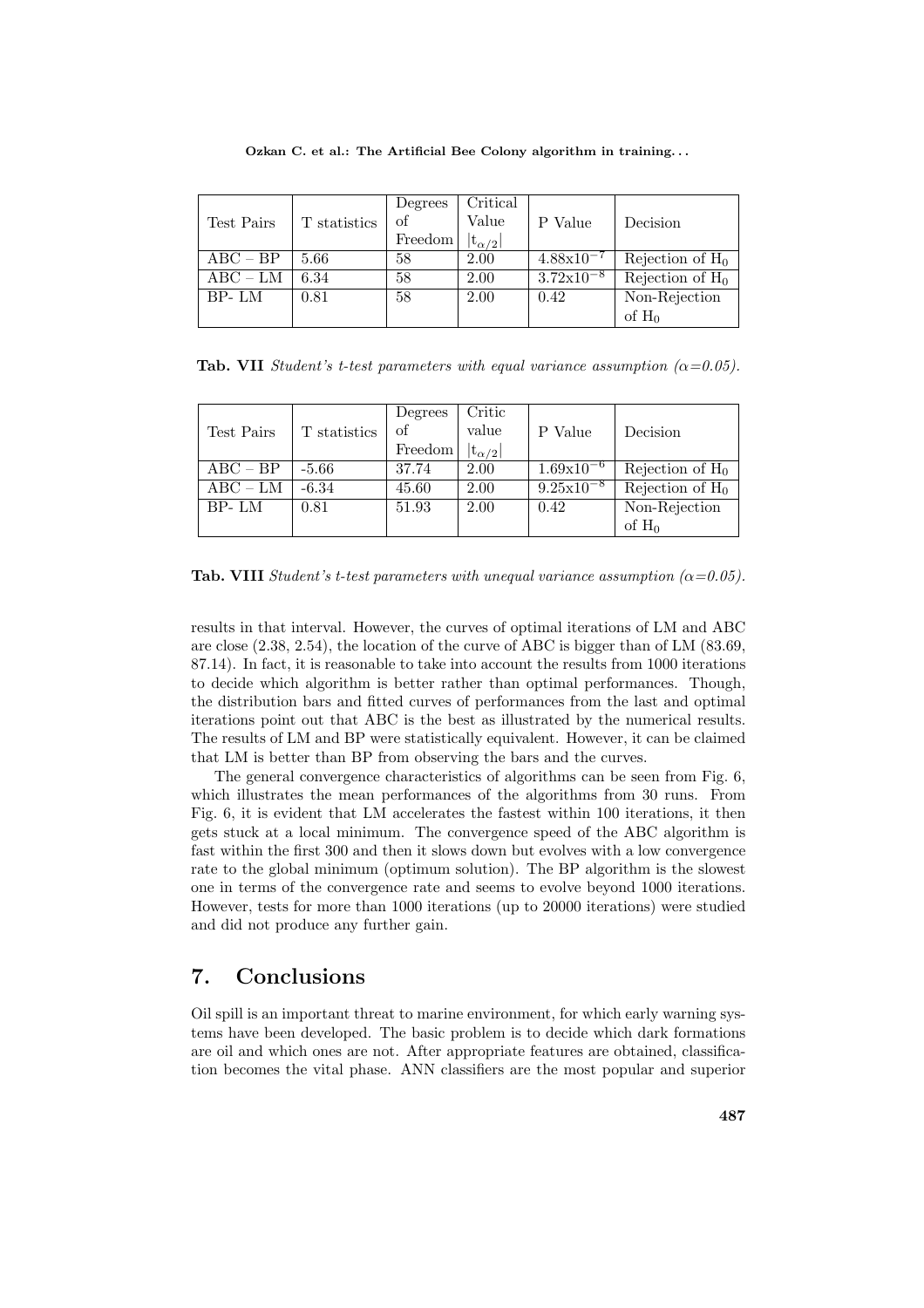| Test Pairs | T statistics | Degrees of Freedom | Critical Value $\|t_{\alpha/2}\|$ | P Value | Decision |
|---|---|---|---|---|---|
| ABC – BP | 5.66 | 58 | 2.00 | $4.88 \times 10^{-7}$ | Rejection of $H_0$ |
| ABC – LM | 6.34 | 58 | 2.00 | $3.72 \times 10^{-8}$ | Rejection of $H_0$ |
| BP- LM | 0.81 | 58 | 2.00 | 0.42 | Non-Rejection of $H_0$ |

**Tab. VII** *Student's t-test parameters with equal variance assumption ($\alpha$=0.05).*

| Test Pairs | T statistics | Degrees of Freedom | Critic value $\|t_{\alpha/2}\|$ | P Value | Decision |
|---|---|---|---|---|---|
| ABC – BP | -5.66 | 37.74 | 2.00 | $1.69 \times 10^{-6}$ | Rejection of $H_0$ |
| ABC – LM | -6.34 | 45.60 | 2.00 | $9.25 \times 10^{-8}$ | Rejection of $H_0$ |
| BP- LM | 0.81 | 51.93 | 2.00 | 0.42 | Non-Rejection of $H_0$ |

**Tab. VIII** *Student's t-test parameters with unequal variance assumption ($\alpha$=0.05).*

results in that interval. However, the curves of optimal iterations of LM and ABC are close (2.38, 2.54), the location of the curve of ABC is bigger than of LM (83.69, 87.14). In fact, it is reasonable to take into account the results from 1000 iterations to decide which algorithm is better rather than optimal performances. Though, the distribution bars and fitted curves of performances from the last and optimal iterations point out that ABC is the best as illustrated by the numerical results. The results of LM and BP were statistically equivalent. However, it can be claimed that LM is better than BP from observing the bars and the curves.

The general convergence characteristics of algorithms can be seen from Fig. 6, which illustrates the mean performances of the algorithms from 30 runs. From Fig. 6, it is evident that LM accelerates the fastest within 100 iterations, it then gets stuck at a local minimum. The convergence speed of the ABC algorithm is fast within the first 300 and then it slows down but evolves with a low convergence rate to the global minimum (optimum solution). The BP algorithm is the slowest one in terms of the convergence rate and seems to evolve beyond 1000 iterations. However, tests for more than 1000 iterations (up to 20000 iterations) were studied and did not produce any further gain.

## 7. Conclusions

Oil spill is an important threat to marine environment, for which early warning systems have been developed. The basic problem is to decide which dark formations are oil and which ones are not. After appropriate features are obtained, classification becomes the vital phase. ANN classifiers are the most popular and superior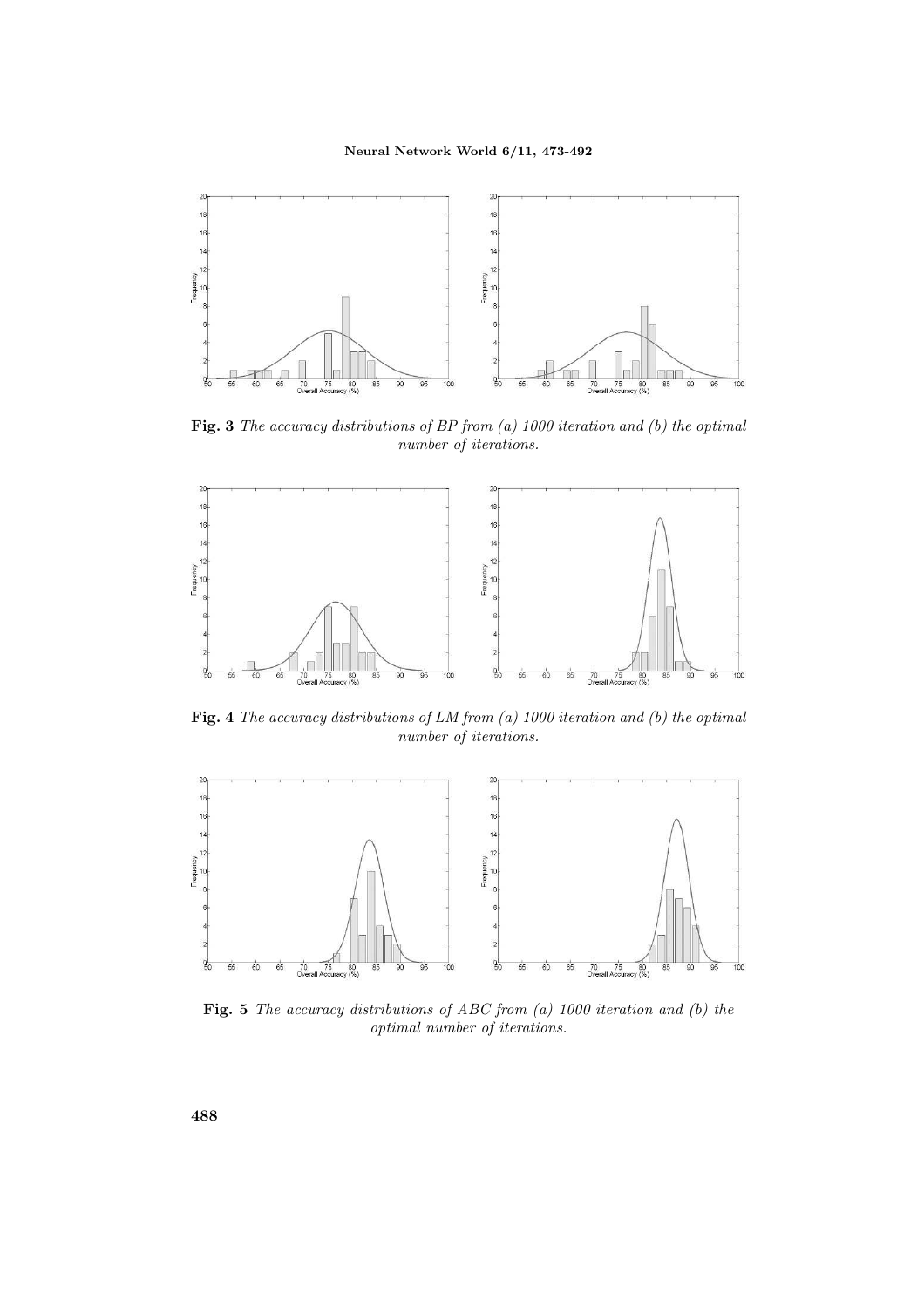**Fig. 3** *The accuracy distributions of BP from (a) 1000 iteration and (b) the optimal number of iterations.*

**Fig. 4** *The accuracy distributions of LM from (a) 1000 iteration and (b) the optimal number of iterations.*

**Fig. 5** *The accuracy distributions of ABC from (a) 1000 iteration and (b) the optimal number of iterations.*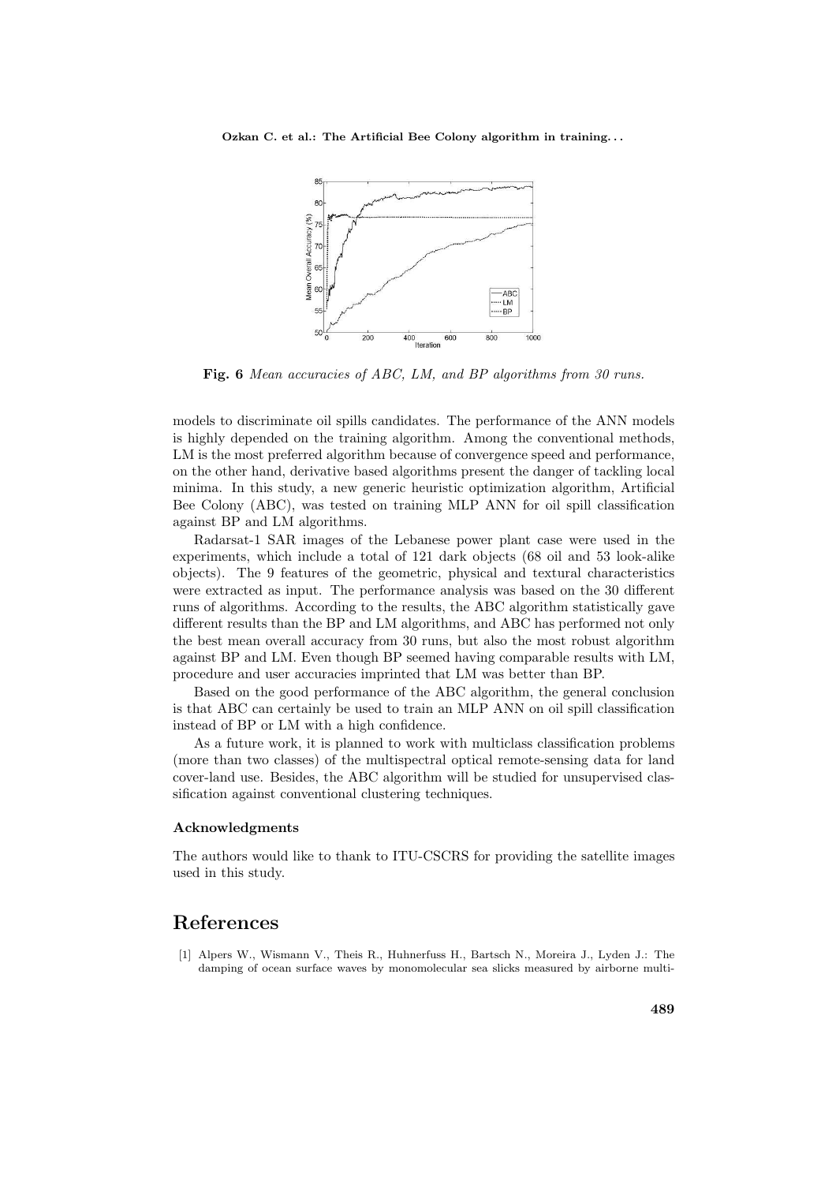**Fig. 6** *Mean accuracies of ABC, LM, and BP algorithms from 30 runs.*

models to discriminate oil spills candidates. The performance of the ANN models is highly depended on the training algorithm. Among the conventional methods, LM is the most preferred algorithm because of convergence speed and performance, on the other hand, derivative based algorithms present the danger of tackling local minima. In this study, a new generic heuristic optimization algorithm, Artificial Bee Colony (ABC), was tested on training MLP ANN for oil spill classification against BP and LM algorithms.

Radarsat-1 SAR images of the Lebanese power plant case were used in the experiments, which include a total of 121 dark objects (68 oil and 53 look-alike objects). The 9 features of the geometric, physical and textural characteristics were extracted as input. The performance analysis was based on the 30 different runs of algorithms. According to the results, the ABC algorithm statistically gave different results than the BP and LM algorithms, and ABC has performed not only the best mean overall accuracy from 30 runs, but also the most robust algorithm against BP and LM. Even though BP seemed having comparable results with LM, procedure and user accuracies imprinted that LM was better than BP.

Based on the good performance of the ABC algorithm, the general conclusion is that ABC can certainly be used to train an MLP ANN on oil spill classification instead of BP or LM with a high confidence.

As a future work, it is planned to work with multiclass classification problems (more than two classes) of the multispectral optical remote-sensing data for land cover-land use. Besides, the ABC algorithm will be studied for unsupervised classification against conventional clustering techniques.

### Acknowledgments

The authors would like to thank to ITU-CSCRS for providing the satellite images used in this study.

## References

[1] Alpers W., Wismann V., Theis R., Huhnerfuss H., Bartsch N., Moreira J., Lyden J.: The damping of ocean surface waves by monomolecular sea slicks measured by airborne multi-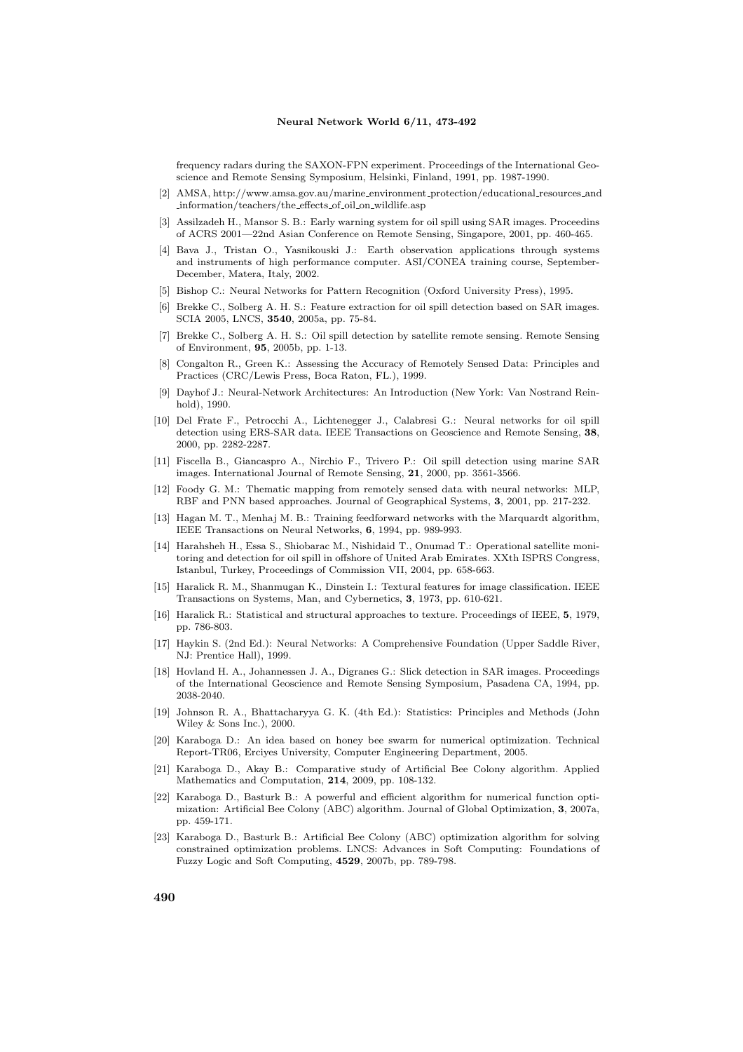frequency radars during the SAXON-FPN experiment. Proceedings of the International Geoscience and Remote Sensing Symposium, Helsinki, Finland, 1991, pp. 1987-1990.

[2] AMSA, http://www.amsa.gov.au/marine_environment_protection/educational_resources_and_information/teachers/the_effects_of_oil_on_wildlife.asp

[3] Assilzadeh H., Mansor S. B.: Early warning system for oil spill using SAR images. Proceedins of ACRS 2001—22nd Asian Conference on Remote Sensing, Singapore, 2001, pp. 460-465.

[4] Bava J., Tristan O., Yasnikouski J.: Earth observation applications through systems and instruments of high performance computer. ASI/CONEA training course, September-December, Matera, Italy, 2002.

[5] Bishop C.: Neural Networks for Pattern Recognition (Oxford University Press), 1995.

[6] Brekke C., Solberg A. H. S.: Feature extraction for oil spill detection based on SAR images. SCIA 2005, LNCS, **3540**, 2005a, pp. 75-84.

[7] Brekke C., Solberg A. H. S.: Oil spill detection by satellite remote sensing. Remote Sensing of Environment, **95**, 2005b, pp. 1-13.

[8] Congalton R., Green K.: Assessing the Accuracy of Remotely Sensed Data: Principles and Practices (CRC/Lewis Press, Boca Raton, FL.), 1999.

[9] Dayhof J.: Neural-Network Architectures: An Introduction (New York: Van Nostrand Reinhold), 1990.

[10] Del Frate F., Petrocchi A., Lichtenegger J., Calabresi G.: Neural networks for oil spill detection using ERS-SAR data. IEEE Transactions on Geoscience and Remote Sensing, **38**, 2000, pp. 2282-2287.

[11] Fiscella B., Giancaspro A., Nirchio F., Trivero P.: Oil spill detection using marine SAR images. International Journal of Remote Sensing, **21**, 2000, pp. 3561-3566.

[12] Foody G. M.: Thematic mapping from remotely sensed data with neural networks: MLP, RBF and PNN based approaches. Journal of Geographical Systems, **3**, 2001, pp. 217-232.

[13] Hagan M. T., Menhaj M. B.: Training feedforward networks with the Marquardt algorithm, IEEE Transactions on Neural Networks, **6**, 1994, pp. 989-993.

[14] Harahsheh H., Essa S., Shiobarac M., Nishidaid T., Onumad T.: Operational satellite monitoring and detection for oil spill in offshore of United Arab Emirates. XXth ISPRS Congress, Istanbul, Turkey, Proceedings of Commission VII, 2004, pp. 658-663.

[15] Haralick R. M., Shanmugan K., Dinstein I.: Textural features for image classification. IEEE Transactions on Systems, Man, and Cybernetics, **3**, 1973, pp. 610-621.

[16] Haralick R.: Statistical and structural approaches to texture. Proceedings of IEEE, **5**, 1979, pp. 786-803.

[17] Haykin S. (2nd Ed.): Neural Networks: A Comprehensive Foundation (Upper Saddle River, NJ: Prentice Hall), 1999.

[18] Hovland H. A., Johannessen J. A., Digranes G.: Slick detection in SAR images. Proceedings of the International Geoscience and Remote Sensing Symposium, Pasadena CA, 1994, pp. 2038-2040.

[19] Johnson R. A., Bhattacharyya G. K. (4th Ed.): Statistics: Principles and Methods (John Wiley & Sons Inc.), 2000.

[20] Karaboga D.: An idea based on honey bee swarm for numerical optimization. Technical Report-TR06, Erciyes University, Computer Engineering Department, 2005.

[21] Karaboga D., Akay B.: Comparative study of Artificial Bee Colony algorithm. Applied Mathematics and Computation, **214**, 2009, pp. 108-132.

[22] Karaboga D., Basturk B.: A powerful and efficient algorithm for numerical function optimization: Artificial Bee Colony (ABC) algorithm. Journal of Global Optimization, **3**, 2007a, pp. 459-171.

[23] Karaboga D., Basturk B.: Artificial Bee Colony (ABC) optimization algorithm for solving constrained optimization problems. LNCS: Advances in Soft Computing: Foundations of Fuzzy Logic and Soft Computing, **4529**, 2007b, pp. 789-798.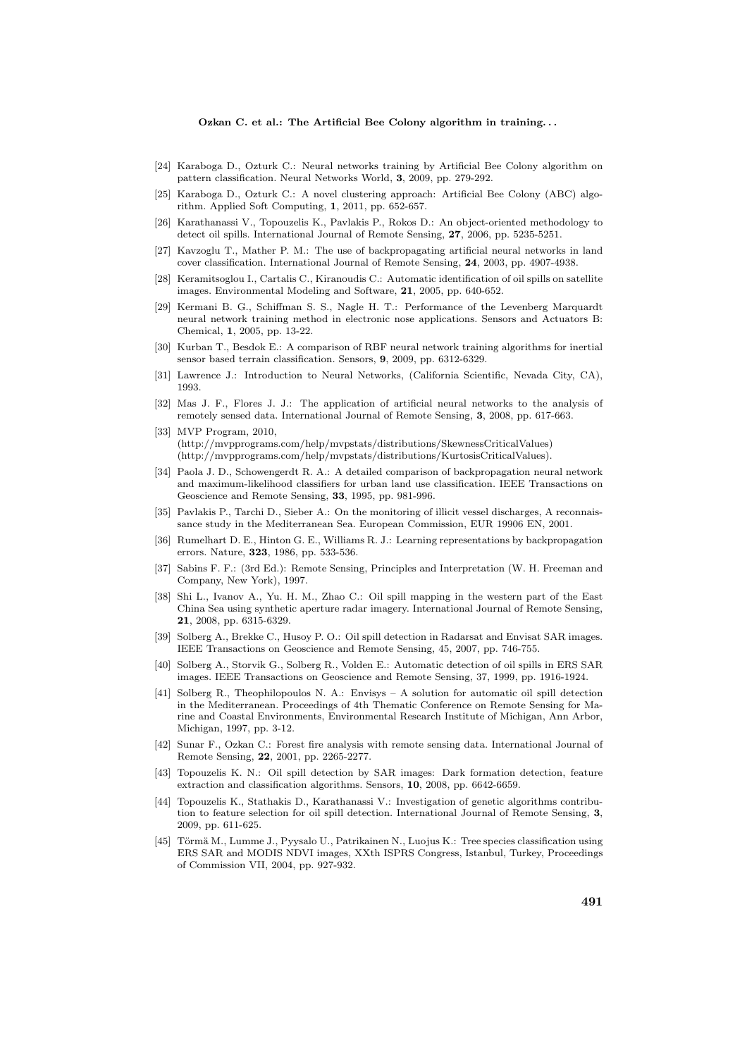[24] Karaboga D., Ozturk C.: Neural networks training by Artificial Bee Colony algorithm on pattern classification. Neural Networks World, **3**, 2009, pp. 279-292.

[25] Karaboga D., Ozturk C.: A novel clustering approach: Artificial Bee Colony (ABC) algorithm. Applied Soft Computing, **1**, 2011, pp. 652-657.

[26] Karathanassi V., Topouzelis K., Pavlakis P., Rokos D.: An object-oriented methodology to detect oil spills. International Journal of Remote Sensing, **27**, 2006, pp. 5235-5251.

[27] Kavzoglu T., Mather P. M.: The use of backpropagating artificial neural networks in land cover classification. International Journal of Remote Sensing, **24**, 2003, pp. 4907-4938.

[28] Keramitsoglou I., Cartalis C., Kiranoudis C.: Automatic identification of oil spills on satellite images. Environmental Modeling and Software, **21**, 2005, pp. 640-652.

[29] Kermani B. G., Schiffman S. S., Nagle H. T.: Performance of the Levenberg Marquardt neural network training method in electronic nose applications. Sensors and Actuators B: Chemical, **1**, 2005, pp. 13-22.

[30] Kurban T., Besdok E.: A comparison of RBF neural network training algorithms for inertial sensor based terrain classification. Sensors, **9**, 2009, pp. 6312-6329.

[31] Lawrence J.: Introduction to Neural Networks, (California Scientific, Nevada City, CA), 1993.

[32] Mas J. F., Flores J. J.: The application of artificial neural networks to the analysis of remotely sensed data. International Journal of Remote Sensing, **3**, 2008, pp. 617-663.

[33] MVP Program, 2010, (http://mvpprograms.com/help/mvpstats/distributions/SkewnessCriticalValues) (http://mvpprograms.com/help/mvpstats/distributions/KurtosisCriticalValues).

[34] Paola J. D., Schowengerdt R. A.: A detailed comparison of backpropagation neural network and maximum-likelihood classifiers for urban land use classification. IEEE Transactions on Geoscience and Remote Sensing, **33**, 1995, pp. 981-996.

[35] Pavlakis P., Tarchi D., Sieber A.: On the monitoring of illicit vessel discharges, A reconnaissance study in the Mediterranean Sea. European Commission, EUR 19906 EN, 2001.

[36] Rumelhart D. E., Hinton G. E., Williams R. J.: Learning representations by backpropagation errors. Nature, **323**, 1986, pp. 533-536.

[37] Sabins F. F.: (3rd Ed.): Remote Sensing, Principles and Interpretation (W. H. Freeman and Company, New York), 1997.

[38] Shi L., Ivanov A., Yu. H. M., Zhao C.: Oil spill mapping in the western part of the East China Sea using synthetic aperture radar imagery. International Journal of Remote Sensing, **21**, 2008, pp. 6315-6329.

[39] Solberg A., Brekke C., Husoy P. O.: Oil spill detection in Radarsat and Envisat SAR images. IEEE Transactions on Geoscience and Remote Sensing, 45, 2007, pp. 746-755.

[40] Solberg A., Storvik G., Solberg R., Volden E.: Automatic detection of oil spills in ERS SAR images. IEEE Transactions on Geoscience and Remote Sensing, 37, 1999, pp. 1916-1924.

[41] Solberg R., Theophilopoulos N. A.: Envisys – A solution for automatic oil spill detection in the Mediterranean. Proceedings of 4th Thematic Conference on Remote Sensing for Marine and Coastal Environments, Environmental Research Institute of Michigan, Ann Arbor, Michigan, 1997, pp. 3-12.

[42] Sunar F., Ozkan C.: Forest fire analysis with remote sensing data. International Journal of Remote Sensing, **22**, 2001, pp. 2265-2277.

[43] Topouzelis K. N.: Oil spill detection by SAR images: Dark formation detection, feature extraction and classification algorithms. Sensors, **10**, 2008, pp. 6642-6659.

[44] Topouzelis K., Stathakis D., Karathanassi V.: Investigation of genetic algorithms contribution to feature selection for oil spill detection. International Journal of Remote Sensing, **3**, 2009, pp. 611-625.

[45] Törmä M., Lumme J., Pyysalo U., Patrikainen N., Luojus K.: Tree species classification using ERS SAR and MODIS NDVI images, XXth ISPRS Congress, Istanbul, Turkey, Proceedings of Commission VII, 2004, pp. 927-932.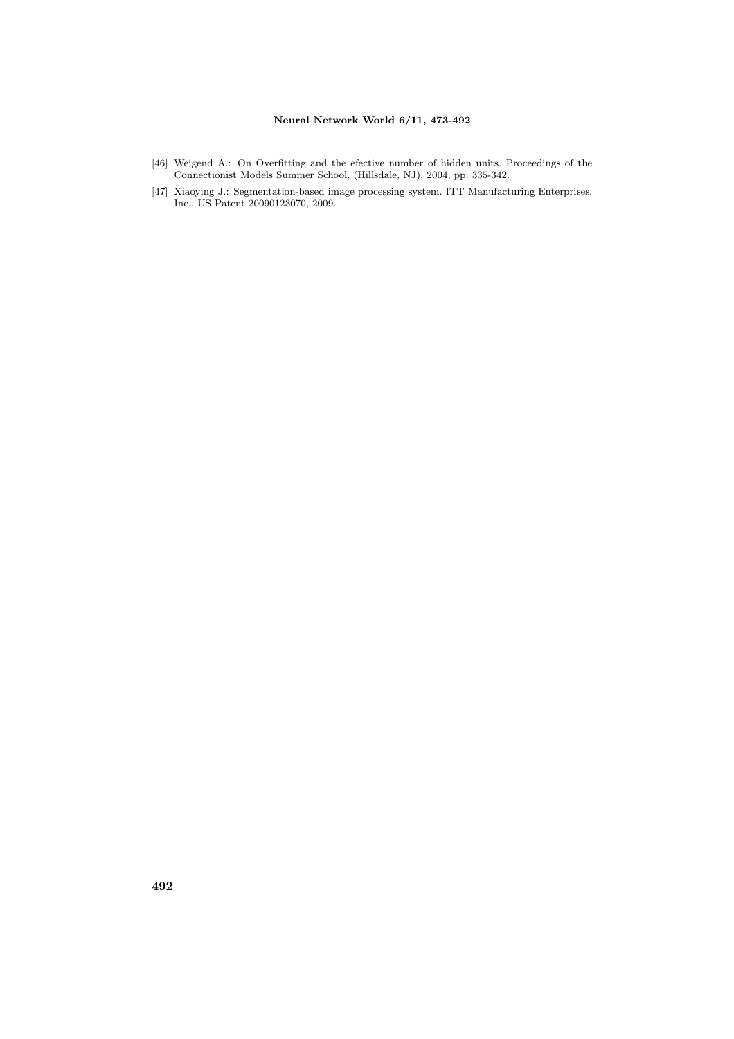[46] Weigend A.: On Overfitting and the efective number of hidden units. Proceedings of the Connectionist Models Summer School, (Hillsdale, NJ), 2004, pp. 335-342.

[47] Xiaoying J.: Segmentation-based image processing system. ITT Manufacturing Enterprises, Inc., US Patent 20090123070, 2009.